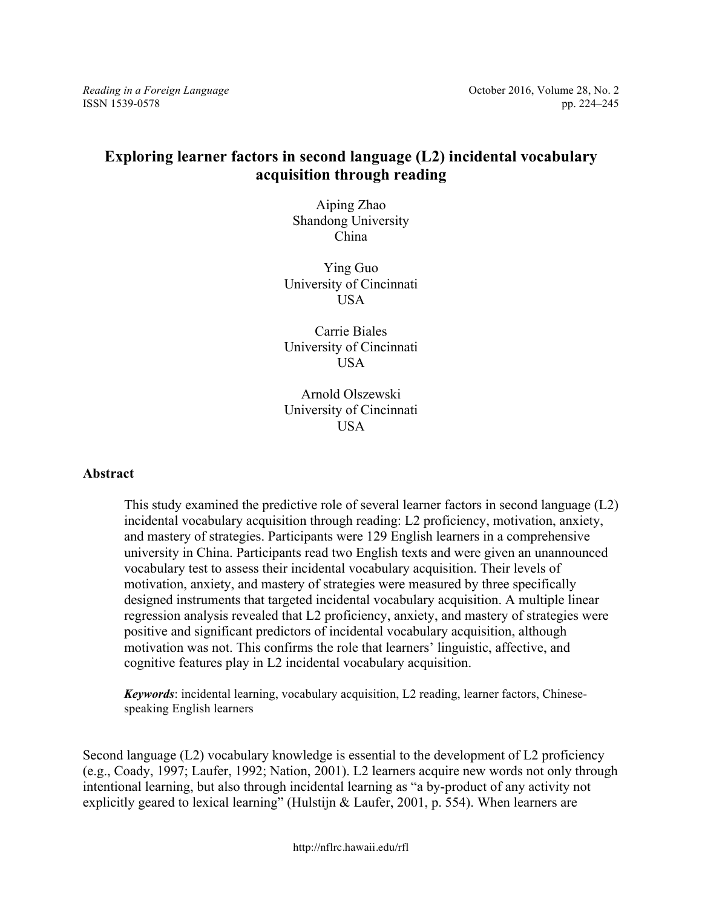# Exploring learner factors in second language (L2) incidental vocabulary acquisition through reading

Aiping Zhao
Shandong University
China

Ying Guo
University of Cincinnati
USA

Carrie Biales
University of Cincinnati
USA

Arnold Olszewski
University of Cincinnati
USA

## Abstract

This study examined the predictive role of several learner factors in second language (L2) incidental vocabulary acquisition through reading: L2 proficiency, motivation, anxiety, and mastery of strategies. Participants were 129 English learners in a comprehensive university in China. Participants read two English texts and were given an unannounced vocabulary test to assess their incidental vocabulary acquisition. Their levels of motivation, anxiety, and mastery of strategies were measured by three specifically designed instruments that targeted incidental vocabulary acquisition. A multiple linear regression analysis revealed that L2 proficiency, anxiety, and mastery of strategies were positive and significant predictors of incidental vocabulary acquisition, although motivation was not. This confirms the role that learners' linguistic, affective, and cognitive features play in L2 incidental vocabulary acquisition.

***Keywords***: incidental learning, vocabulary acquisition, L2 reading, learner factors, Chinese-speaking English learners

Second language (L2) vocabulary knowledge is essential to the development of L2 proficiency (e.g., Coady, 1997; Laufer, 1992; Nation, 2001). L2 learners acquire new words not only through intentional learning, but also through incidental learning as "a by-product of any activity not explicitly geared to lexical learning" (Hulstijn & Laufer, 2001, p. 554). When learners are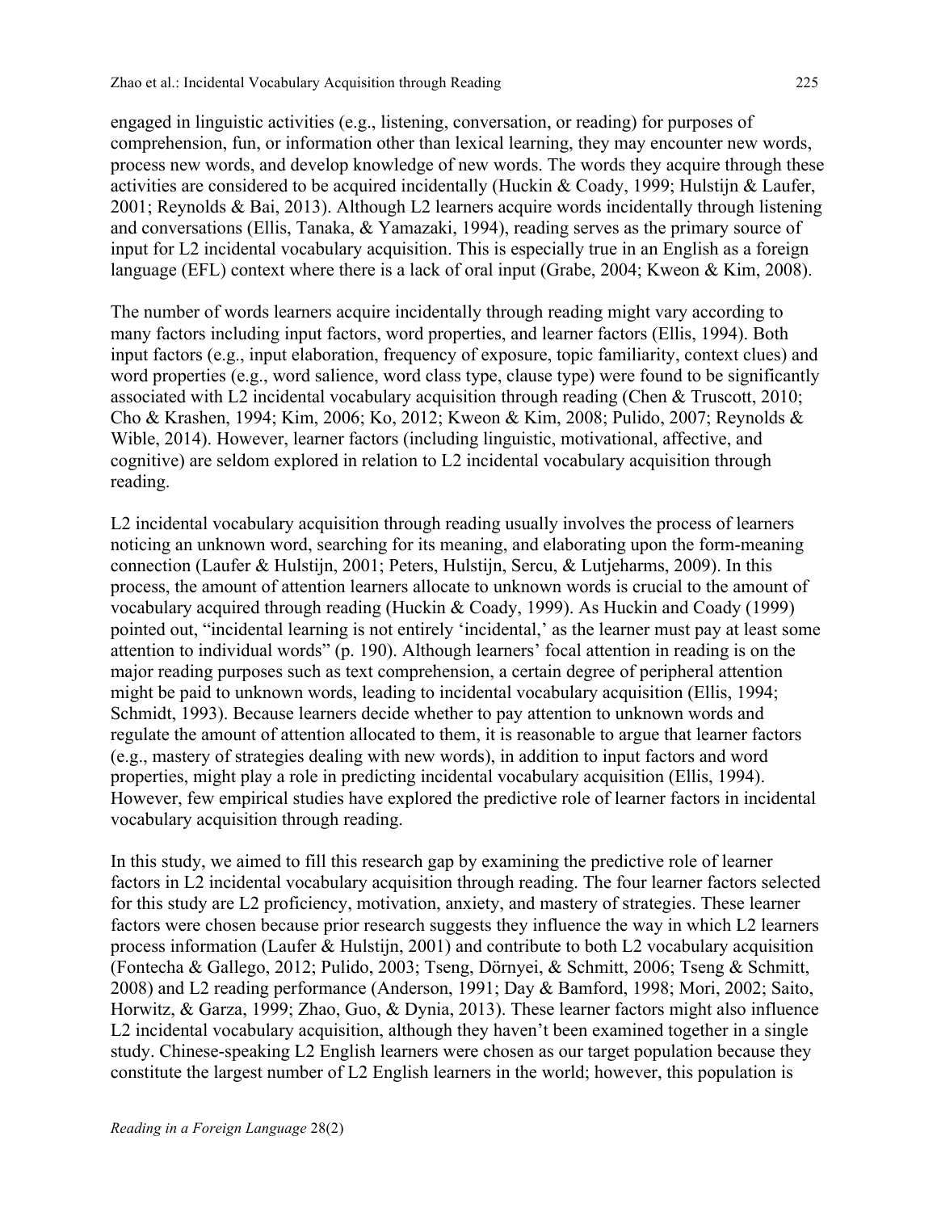engaged in linguistic activities (e.g., listening, conversation, or reading) for purposes of comprehension, fun, or information other than lexical learning, they may encounter new words, process new words, and develop knowledge of new words. The words they acquire through these activities are considered to be acquired incidentally (Huckin & Coady, 1999; Hulstijn & Laufer, 2001; Reynolds & Bai, 2013). Although L2 learners acquire words incidentally through listening and conversations (Ellis, Tanaka, & Yamazaki, 1994), reading serves as the primary source of input for L2 incidental vocabulary acquisition. This is especially true in an English as a foreign language (EFL) context where there is a lack of oral input (Grabe, 2004; Kweon & Kim, 2008).

The number of words learners acquire incidentally through reading might vary according to many factors including input factors, word properties, and learner factors (Ellis, 1994). Both input factors (e.g., input elaboration, frequency of exposure, topic familiarity, context clues) and word properties (e.g., word salience, word class type, clause type) were found to be significantly associated with L2 incidental vocabulary acquisition through reading (Chen & Truscott, 2010; Cho & Krashen, 1994; Kim, 2006; Ko, 2012; Kweon & Kim, 2008; Pulido, 2007; Reynolds & Wible, 2014). However, learner factors (including linguistic, motivational, affective, and cognitive) are seldom explored in relation to L2 incidental vocabulary acquisition through reading.

L2 incidental vocabulary acquisition through reading usually involves the process of learners noticing an unknown word, searching for its meaning, and elaborating upon the form-meaning connection (Laufer & Hulstijn, 2001; Peters, Hulstijn, Sercu, & Lutjeharms, 2009). In this process, the amount of attention learners allocate to unknown words is crucial to the amount of vocabulary acquired through reading (Huckin & Coady, 1999). As Huckin and Coady (1999) pointed out, "incidental learning is not entirely 'incidental,' as the learner must pay at least some attention to individual words" (p. 190). Although learners' focal attention in reading is on the major reading purposes such as text comprehension, a certain degree of peripheral attention might be paid to unknown words, leading to incidental vocabulary acquisition (Ellis, 1994; Schmidt, 1993). Because learners decide whether to pay attention to unknown words and regulate the amount of attention allocated to them, it is reasonable to argue that learner factors (e.g., mastery of strategies dealing with new words), in addition to input factors and word properties, might play a role in predicting incidental vocabulary acquisition (Ellis, 1994). However, few empirical studies have explored the predictive role of learner factors in incidental vocabulary acquisition through reading.

In this study, we aimed to fill this research gap by examining the predictive role of learner factors in L2 incidental vocabulary acquisition through reading. The four learner factors selected for this study are L2 proficiency, motivation, anxiety, and mastery of strategies. These learner factors were chosen because prior research suggests they influence the way in which L2 learners process information (Laufer & Hulstijn, 2001) and contribute to both L2 vocabulary acquisition (Fontecha & Gallego, 2012; Pulido, 2003; Tseng, Dörnyei, & Schmitt, 2006; Tseng & Schmitt, 2008) and L2 reading performance (Anderson, 1991; Day & Bamford, 1998; Mori, 2002; Saito, Horwitz, & Garza, 1999; Zhao, Guo, & Dynia, 2013). These learner factors might also influence L2 incidental vocabulary acquisition, although they haven't been examined together in a single study. Chinese-speaking L2 English learners were chosen as our target population because they constitute the largest number of L2 English learners in the world; however, this population is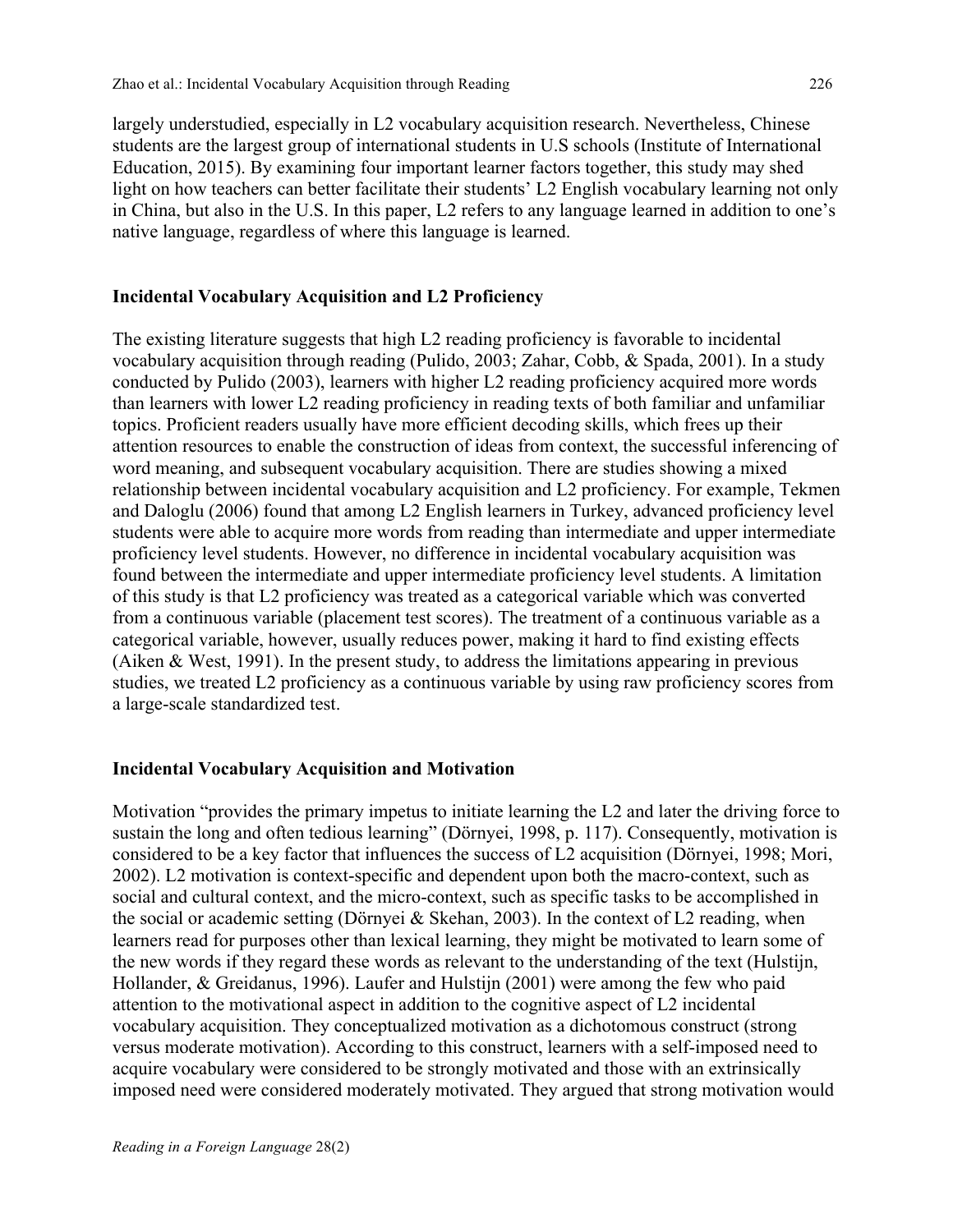largely understudied, especially in L2 vocabulary acquisition research. Nevertheless, Chinese students are the largest group of international students in U.S schools (Institute of International Education, 2015). By examining four important learner factors together, this study may shed light on how teachers can better facilitate their students' L2 English vocabulary learning not only in China, but also in the U.S. In this paper, L2 refers to any language learned in addition to one's native language, regardless of where this language is learned.

## Incidental Vocabulary Acquisition and L2 Proficiency

The existing literature suggests that high L2 reading proficiency is favorable to incidental vocabulary acquisition through reading (Pulido, 2003; Zahar, Cobb, & Spada, 2001). In a study conducted by Pulido (2003), learners with higher L2 reading proficiency acquired more words than learners with lower L2 reading proficiency in reading texts of both familiar and unfamiliar topics. Proficient readers usually have more efficient decoding skills, which frees up their attention resources to enable the construction of ideas from context, the successful inferencing of word meaning, and subsequent vocabulary acquisition. There are studies showing a mixed relationship between incidental vocabulary acquisition and L2 proficiency. For example, Tekmen and Daloglu (2006) found that among L2 English learners in Turkey, advanced proficiency level students were able to acquire more words from reading than intermediate and upper intermediate proficiency level students. However, no difference in incidental vocabulary acquisition was found between the intermediate and upper intermediate proficiency level students. A limitation of this study is that L2 proficiency was treated as a categorical variable which was converted from a continuous variable (placement test scores). The treatment of a continuous variable as a categorical variable, however, usually reduces power, making it hard to find existing effects (Aiken & West, 1991). In the present study, to address the limitations appearing in previous studies, we treated L2 proficiency as a continuous variable by using raw proficiency scores from a large-scale standardized test.

## Incidental Vocabulary Acquisition and Motivation

Motivation "provides the primary impetus to initiate learning the L2 and later the driving force to sustain the long and often tedious learning" (Dörnyei, 1998, p. 117). Consequently, motivation is considered to be a key factor that influences the success of L2 acquisition (Dörnyei, 1998; Mori, 2002). L2 motivation is context-specific and dependent upon both the macro-context, such as social and cultural context, and the micro-context, such as specific tasks to be accomplished in the social or academic setting (Dörnyei & Skehan, 2003). In the context of L2 reading, when learners read for purposes other than lexical learning, they might be motivated to learn some of the new words if they regard these words as relevant to the understanding of the text (Hulstijn, Hollander, & Greidanus, 1996). Laufer and Hulstijn (2001) were among the few who paid attention to the motivational aspect in addition to the cognitive aspect of L2 incidental vocabulary acquisition. They conceptualized motivation as a dichotomous construct (strong versus moderate motivation). According to this construct, learners with a self-imposed need to acquire vocabulary were considered to be strongly motivated and those with an extrinsically imposed need were considered moderately motivated. They argued that strong motivation would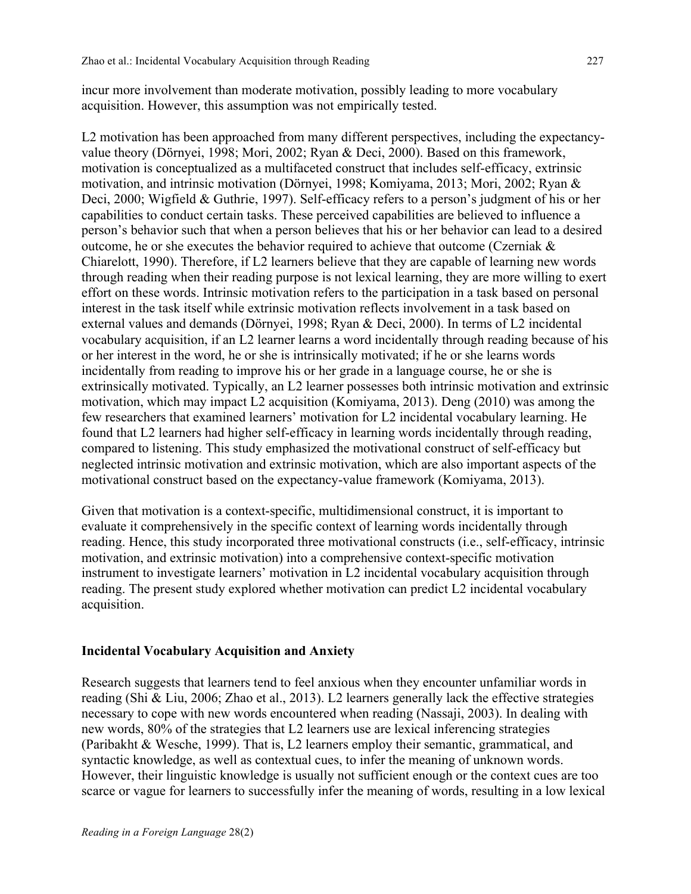incur more involvement than moderate motivation, possibly leading to more vocabulary acquisition. However, this assumption was not empirically tested.

L2 motivation has been approached from many different perspectives, including the expectancy-value theory (Dörnyei, 1998; Mori, 2002; Ryan & Deci, 2000). Based on this framework, motivation is conceptualized as a multifaceted construct that includes self-efficacy, extrinsic motivation, and intrinsic motivation (Dörnyei, 1998; Komiyama, 2013; Mori, 2002; Ryan & Deci, 2000; Wigfield & Guthrie, 1997). Self-efficacy refers to a person's judgment of his or her capabilities to conduct certain tasks. These perceived capabilities are believed to influence a person's behavior such that when a person believes that his or her behavior can lead to a desired outcome, he or she executes the behavior required to achieve that outcome (Czerniak & Chiarelott, 1990). Therefore, if L2 learners believe that they are capable of learning new words through reading when their reading purpose is not lexical learning, they are more willing to exert effort on these words. Intrinsic motivation refers to the participation in a task based on personal interest in the task itself while extrinsic motivation reflects involvement in a task based on external values and demands (Dörnyei, 1998; Ryan & Deci, 2000). In terms of L2 incidental vocabulary acquisition, if an L2 learner learns a word incidentally through reading because of his or her interest in the word, he or she is intrinsically motivated; if he or she learns words incidentally from reading to improve his or her grade in a language course, he or she is extrinsically motivated. Typically, an L2 learner possesses both intrinsic motivation and extrinsic motivation, which may impact L2 acquisition (Komiyama, 2013). Deng (2010) was among the few researchers that examined learners' motivation for L2 incidental vocabulary learning. He found that L2 learners had higher self-efficacy in learning words incidentally through reading, compared to listening. This study emphasized the motivational construct of self-efficacy but neglected intrinsic motivation and extrinsic motivation, which are also important aspects of the motivational construct based on the expectancy-value framework (Komiyama, 2013).

Given that motivation is a context-specific, multidimensional construct, it is important to evaluate it comprehensively in the specific context of learning words incidentally through reading. Hence, this study incorporated three motivational constructs (i.e., self-efficacy, intrinsic motivation, and extrinsic motivation) into a comprehensive context-specific motivation instrument to investigate learners' motivation in L2 incidental vocabulary acquisition through reading. The present study explored whether motivation can predict L2 incidental vocabulary acquisition.

### Incidental Vocabulary Acquisition and Anxiety

Research suggests that learners tend to feel anxious when they encounter unfamiliar words in reading (Shi & Liu, 2006; Zhao et al., 2013). L2 learners generally lack the effective strategies necessary to cope with new words encountered when reading (Nassaji, 2003). In dealing with new words, 80% of the strategies that L2 learners use are lexical inferencing strategies (Paribakht & Wesche, 1999). That is, L2 learners employ their semantic, grammatical, and syntactic knowledge, as well as contextual cues, to infer the meaning of unknown words. However, their linguistic knowledge is usually not sufficient enough or the context cues are too scarce or vague for learners to successfully infer the meaning of words, resulting in a low lexical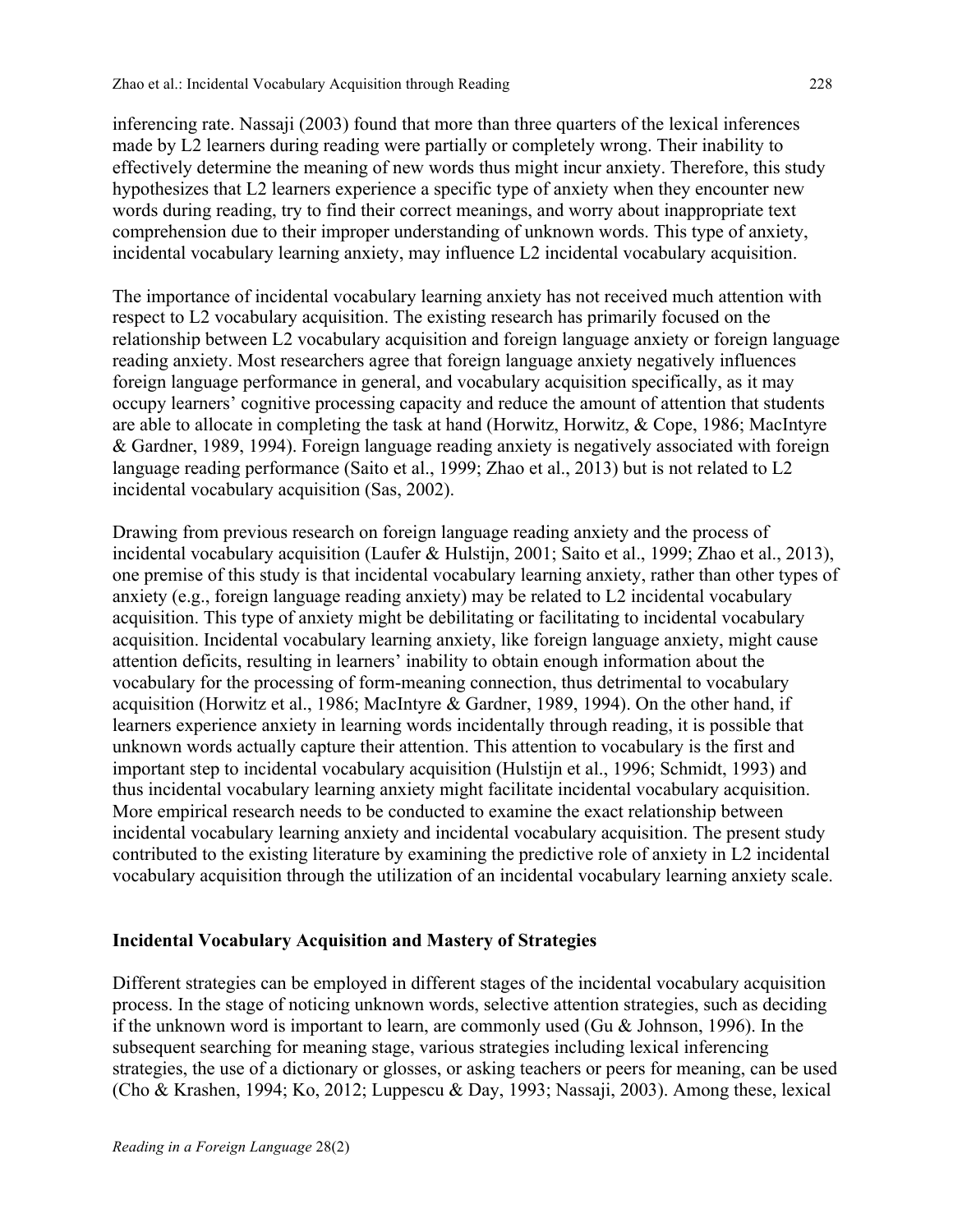inferencing rate. Nassaji (2003) found that more than three quarters of the lexical inferences made by L2 learners during reading were partially or completely wrong. Their inability to effectively determine the meaning of new words thus might incur anxiety. Therefore, this study hypothesizes that L2 learners experience a specific type of anxiety when they encounter new words during reading, try to find their correct meanings, and worry about inappropriate text comprehension due to their improper understanding of unknown words. This type of anxiety, incidental vocabulary learning anxiety, may influence L2 incidental vocabulary acquisition.

The importance of incidental vocabulary learning anxiety has not received much attention with respect to L2 vocabulary acquisition. The existing research has primarily focused on the relationship between L2 vocabulary acquisition and foreign language anxiety or foreign language reading anxiety. Most researchers agree that foreign language anxiety negatively influences foreign language performance in general, and vocabulary acquisition specifically, as it may occupy learners' cognitive processing capacity and reduce the amount of attention that students are able to allocate in completing the task at hand (Horwitz, Horwitz, & Cope, 1986; MacIntyre & Gardner, 1989, 1994). Foreign language reading anxiety is negatively associated with foreign language reading performance (Saito et al., 1999; Zhao et al., 2013) but is not related to L2 incidental vocabulary acquisition (Sas, 2002).

Drawing from previous research on foreign language reading anxiety and the process of incidental vocabulary acquisition (Laufer & Hulstijn, 2001; Saito et al., 1999; Zhao et al., 2013), one premise of this study is that incidental vocabulary learning anxiety, rather than other types of anxiety (e.g., foreign language reading anxiety) may be related to L2 incidental vocabulary acquisition. This type of anxiety might be debilitating or facilitating to incidental vocabulary acquisition. Incidental vocabulary learning anxiety, like foreign language anxiety, might cause attention deficits, resulting in learners' inability to obtain enough information about the vocabulary for the processing of form-meaning connection, thus detrimental to vocabulary acquisition (Horwitz et al., 1986; MacIntyre & Gardner, 1989, 1994). On the other hand, if learners experience anxiety in learning words incidentally through reading, it is possible that unknown words actually capture their attention. This attention to vocabulary is the first and important step to incidental vocabulary acquisition (Hulstijn et al., 1996; Schmidt, 1993) and thus incidental vocabulary learning anxiety might facilitate incidental vocabulary acquisition. More empirical research needs to be conducted to examine the exact relationship between incidental vocabulary learning anxiety and incidental vocabulary acquisition. The present study contributed to the existing literature by examining the predictive role of anxiety in L2 incidental vocabulary acquisition through the utilization of an incidental vocabulary learning anxiety scale.

## Incidental Vocabulary Acquisition and Mastery of Strategies

Different strategies can be employed in different stages of the incidental vocabulary acquisition process. In the stage of noticing unknown words, selective attention strategies, such as deciding if the unknown word is important to learn, are commonly used (Gu & Johnson, 1996). In the subsequent searching for meaning stage, various strategies including lexical inferencing strategies, the use of a dictionary or glosses, or asking teachers or peers for meaning, can be used (Cho & Krashen, 1994; Ko, 2012; Luppescu & Day, 1993; Nassaji, 2003). Among these, lexical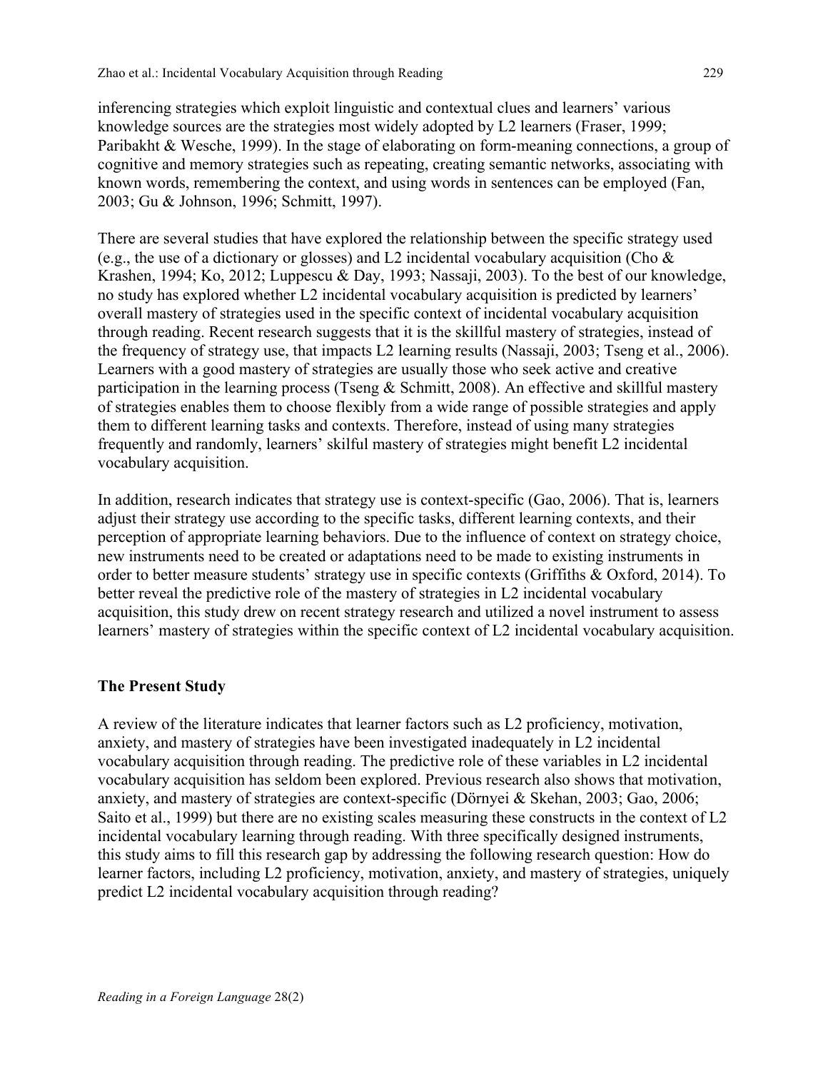inferencing strategies which exploit linguistic and contextual clues and learners' various knowledge sources are the strategies most widely adopted by L2 learners (Fraser, 1999; Paribakht & Wesche, 1999). In the stage of elaborating on form-meaning connections, a group of cognitive and memory strategies such as repeating, creating semantic networks, associating with known words, remembering the context, and using words in sentences can be employed (Fan, 2003; Gu & Johnson, 1996; Schmitt, 1997).

There are several studies that have explored the relationship between the specific strategy used (e.g., the use of a dictionary or glosses) and L2 incidental vocabulary acquisition (Cho & Krashen, 1994; Ko, 2012; Luppescu & Day, 1993; Nassaji, 2003). To the best of our knowledge, no study has explored whether L2 incidental vocabulary acquisition is predicted by learners' overall mastery of strategies used in the specific context of incidental vocabulary acquisition through reading. Recent research suggests that it is the skillful mastery of strategies, instead of the frequency of strategy use, that impacts L2 learning results (Nassaji, 2003; Tseng et al., 2006). Learners with a good mastery of strategies are usually those who seek active and creative participation in the learning process (Tseng & Schmitt, 2008). An effective and skillful mastery of strategies enables them to choose flexibly from a wide range of possible strategies and apply them to different learning tasks and contexts. Therefore, instead of using many strategies frequently and randomly, learners' skilful mastery of strategies might benefit L2 incidental vocabulary acquisition.

In addition, research indicates that strategy use is context-specific (Gao, 2006). That is, learners adjust their strategy use according to the specific tasks, different learning contexts, and their perception of appropriate learning behaviors. Due to the influence of context on strategy choice, new instruments need to be created or adaptations need to be made to existing instruments in order to better measure students' strategy use in specific contexts (Griffiths & Oxford, 2014). To better reveal the predictive role of the mastery of strategies in L2 incidental vocabulary acquisition, this study drew on recent strategy research and utilized a novel instrument to assess learners' mastery of strategies within the specific context of L2 incidental vocabulary acquisition.

## The Present Study

A review of the literature indicates that learner factors such as L2 proficiency, motivation, anxiety, and mastery of strategies have been investigated inadequately in L2 incidental vocabulary acquisition through reading. The predictive role of these variables in L2 incidental vocabulary acquisition has seldom been explored. Previous research also shows that motivation, anxiety, and mastery of strategies are context-specific (Dörnyei & Skehan, 2003; Gao, 2006; Saito et al., 1999) but there are no existing scales measuring these constructs in the context of L2 incidental vocabulary learning through reading. With three specifically designed instruments, this study aims to fill this research gap by addressing the following research question: How do learner factors, including L2 proficiency, motivation, anxiety, and mastery of strategies, uniquely predict L2 incidental vocabulary acquisition through reading?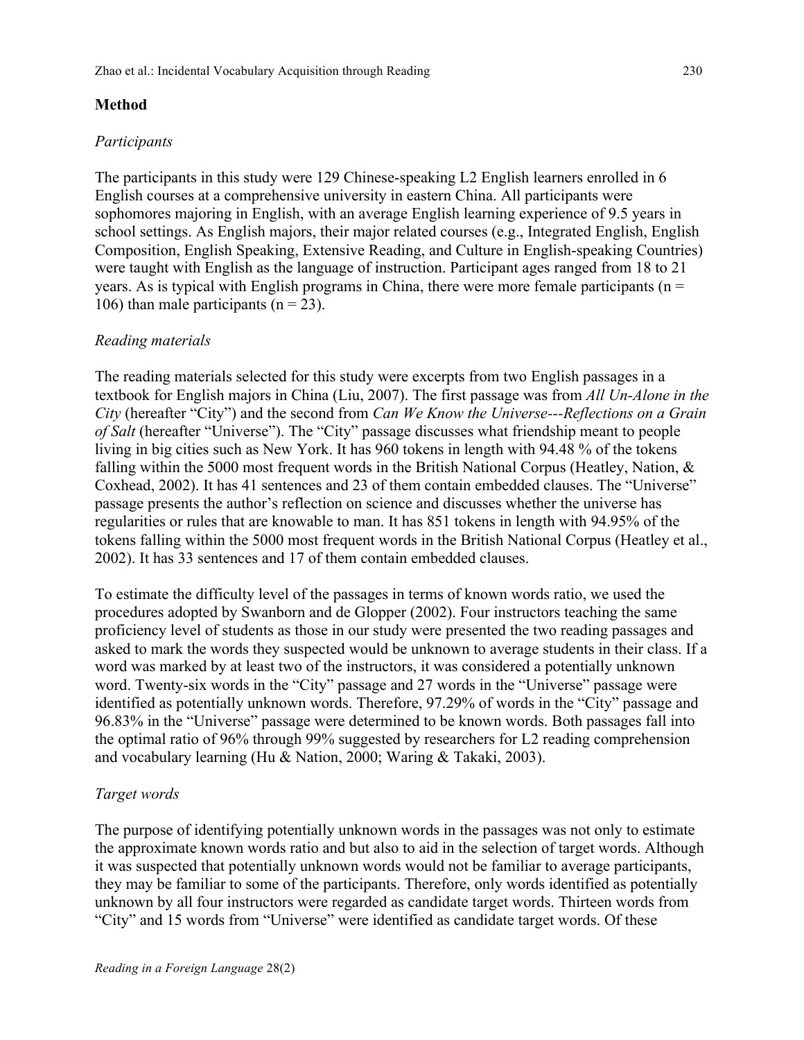## Method

### *Participants*

The participants in this study were 129 Chinese-speaking L2 English learners enrolled in 6 English courses at a comprehensive university in eastern China. All participants were sophomores majoring in English, with an average English learning experience of 9.5 years in school settings. As English majors, their major related courses (e.g., Integrated English, English Composition, English Speaking, Extensive Reading, and Culture in English-speaking Countries) were taught with English as the language of instruction. Participant ages ranged from 18 to 21 years. As is typical with English programs in China, there were more female participants (n = 106) than male participants (n = 23).

### *Reading materials*

The reading materials selected for this study were excerpts from two English passages in a textbook for English majors in China (Liu, 2007). The first passage was from *All Un-Alone in the City* (hereafter "City") and the second from *Can We Know the Universe---Reflections on a Grain of Salt* (hereafter "Universe"). The "City" passage discusses what friendship meant to people living in big cities such as New York. It has 960 tokens in length with 94.48 % of the tokens falling within the 5000 most frequent words in the British National Corpus (Heatley, Nation, & Coxhead, 2002). It has 41 sentences and 23 of them contain embedded clauses. The "Universe" passage presents the author's reflection on science and discusses whether the universe has regularities or rules that are knowable to man. It has 851 tokens in length with 94.95% of the tokens falling within the 5000 most frequent words in the British National Corpus (Heatley et al., 2002). It has 33 sentences and 17 of them contain embedded clauses.

To estimate the difficulty level of the passages in terms of known words ratio, we used the procedures adopted by Swanborn and de Glopper (2002). Four instructors teaching the same proficiency level of students as those in our study were presented the two reading passages and asked to mark the words they suspected would be unknown to average students in their class. If a word was marked by at least two of the instructors, it was considered a potentially unknown word. Twenty-six words in the "City" passage and 27 words in the "Universe" passage were identified as potentially unknown words. Therefore, 97.29% of words in the "City" passage and 96.83% in the "Universe" passage were determined to be known words. Both passages fall into the optimal ratio of 96% through 99% suggested by researchers for L2 reading comprehension and vocabulary learning (Hu & Nation, 2000; Waring & Takaki, 2003).

### *Target words*

The purpose of identifying potentially unknown words in the passages was not only to estimate the approximate known words ratio and but also to aid in the selection of target words. Although it was suspected that potentially unknown words would not be familiar to average participants, they may be familiar to some of the participants. Therefore, only words identified as potentially unknown by all four instructors were regarded as candidate target words. Thirteen words from "City" and 15 words from "Universe" were identified as candidate target words. Of these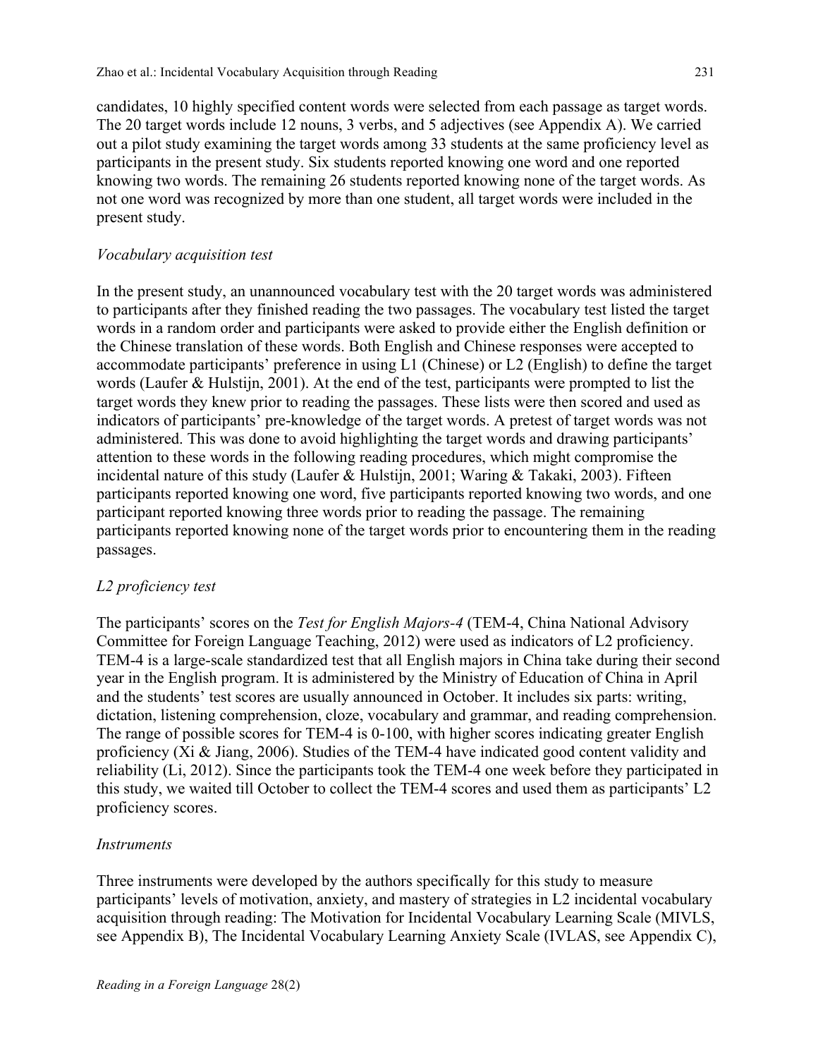candidates, 10 highly specified content words were selected from each passage as target words. The 20 target words include 12 nouns, 3 verbs, and 5 adjectives (see Appendix A). We carried out a pilot study examining the target words among 33 students at the same proficiency level as participants in the present study. Six students reported knowing one word and one reported knowing two words. The remaining 26 students reported knowing none of the target words. As not one word was recognized by more than one student, all target words were included in the present study.

*Vocabulary acquisition test*

In the present study, an unannounced vocabulary test with the 20 target words was administered to participants after they finished reading the two passages. The vocabulary test listed the target words in a random order and participants were asked to provide either the English definition or the Chinese translation of these words. Both English and Chinese responses were accepted to accommodate participants' preference in using L1 (Chinese) or L2 (English) to define the target words (Laufer & Hulstijn, 2001). At the end of the test, participants were prompted to list the target words they knew prior to reading the passages. These lists were then scored and used as indicators of participants' pre-knowledge of the target words. A pretest of target words was not administered. This was done to avoid highlighting the target words and drawing participants' attention to these words in the following reading procedures, which might compromise the incidental nature of this study (Laufer & Hulstijn, 2001; Waring & Takaki, 2003). Fifteen participants reported knowing one word, five participants reported knowing two words, and one participant reported knowing three words prior to reading the passage. The remaining participants reported knowing none of the target words prior to encountering them in the reading passages.

*L2 proficiency test*

The participants' scores on the *Test for English Majors-4* (TEM-4, China National Advisory Committee for Foreign Language Teaching, 2012) were used as indicators of L2 proficiency. TEM-4 is a large-scale standardized test that all English majors in China take during their second year in the English program. It is administered by the Ministry of Education of China in April and the students' test scores are usually announced in October. It includes six parts: writing, dictation, listening comprehension, cloze, vocabulary and grammar, and reading comprehension. The range of possible scores for TEM-4 is 0-100, with higher scores indicating greater English proficiency (Xi & Jiang, 2006). Studies of the TEM-4 have indicated good content validity and reliability (Li, 2012). Since the participants took the TEM-4 one week before they participated in this study, we waited till October to collect the TEM-4 scores and used them as participants' L2 proficiency scores.

*Instruments*

Three instruments were developed by the authors specifically for this study to measure participants' levels of motivation, anxiety, and mastery of strategies in L2 incidental vocabulary acquisition through reading: The Motivation for Incidental Vocabulary Learning Scale (MIVLS, see Appendix B), The Incidental Vocabulary Learning Anxiety Scale (IVLAS, see Appendix C),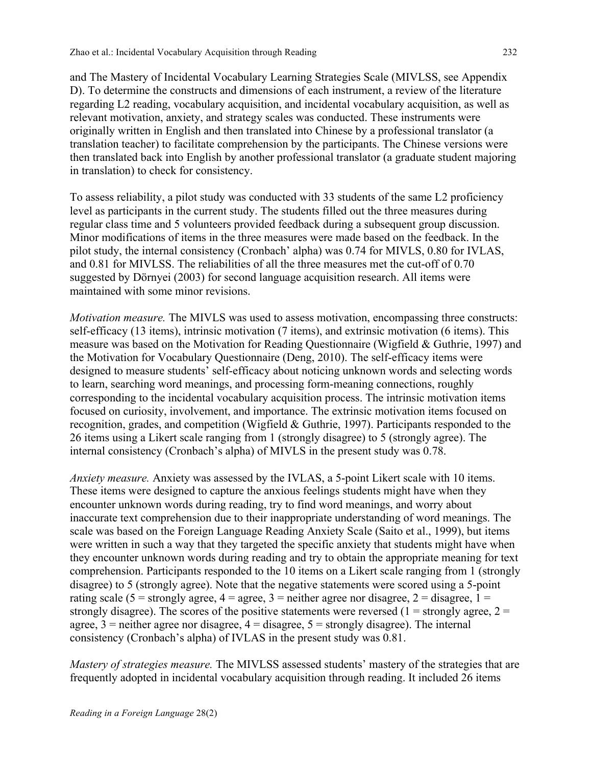and The Mastery of Incidental Vocabulary Learning Strategies Scale (MIVLSS, see Appendix D). To determine the constructs and dimensions of each instrument, a review of the literature regarding L2 reading, vocabulary acquisition, and incidental vocabulary acquisition, as well as relevant motivation, anxiety, and strategy scales was conducted. These instruments were originally written in English and then translated into Chinese by a professional translator (a translation teacher) to facilitate comprehension by the participants. The Chinese versions were then translated back into English by another professional translator (a graduate student majoring in translation) to check for consistency.

To assess reliability, a pilot study was conducted with 33 students of the same L2 proficiency level as participants in the current study. The students filled out the three measures during regular class time and 5 volunteers provided feedback during a subsequent group discussion. Minor modifications of items in the three measures were made based on the feedback. In the pilot study, the internal consistency (Cronbach' alpha) was 0.74 for MIVLS, 0.80 for IVLAS, and 0.81 for MIVLSS. The reliabilities of all the three measures met the cut-off of 0.70 suggested by Dörnyei (2003) for second language acquisition research. All items were maintained with some minor revisions.

*Motivation measure.* The MIVLS was used to assess motivation, encompassing three constructs: self-efficacy (13 items), intrinsic motivation (7 items), and extrinsic motivation (6 items). This measure was based on the Motivation for Reading Questionnaire (Wigfield & Guthrie, 1997) and the Motivation for Vocabulary Questionnaire (Deng, 2010). The self-efficacy items were designed to measure students' self-efficacy about noticing unknown words and selecting words to learn, searching word meanings, and processing form-meaning connections, roughly corresponding to the incidental vocabulary acquisition process. The intrinsic motivation items focused on curiosity, involvement, and importance. The extrinsic motivation items focused on recognition, grades, and competition (Wigfield & Guthrie, 1997). Participants responded to the 26 items using a Likert scale ranging from 1 (strongly disagree) to 5 (strongly agree). The internal consistency (Cronbach's alpha) of MIVLS in the present study was 0.78.

*Anxiety measure.* Anxiety was assessed by the IVLAS, a 5-point Likert scale with 10 items. These items were designed to capture the anxious feelings students might have when they encounter unknown words during reading, try to find word meanings, and worry about inaccurate text comprehension due to their inappropriate understanding of word meanings. The scale was based on the Foreign Language Reading Anxiety Scale (Saito et al., 1999), but items were written in such a way that they targeted the specific anxiety that students might have when they encounter unknown words during reading and try to obtain the appropriate meaning for text comprehension. Participants responded to the 10 items on a Likert scale ranging from 1 (strongly disagree) to 5 (strongly agree). Note that the negative statements were scored using a 5-point rating scale (5 = strongly agree, 4 = agree, 3 = neither agree nor disagree, 2 = disagree, 1 = strongly disagree). The scores of the positive statements were reversed (1 = strongly agree, 2 = agree, 3 = neither agree nor disagree, 4 = disagree, 5 = strongly disagree). The internal consistency (Cronbach's alpha) of IVLAS in the present study was 0.81.

*Mastery of strategies measure.* The MIVLSS assessed students' mastery of the strategies that are frequently adopted in incidental vocabulary acquisition through reading. It included 26 items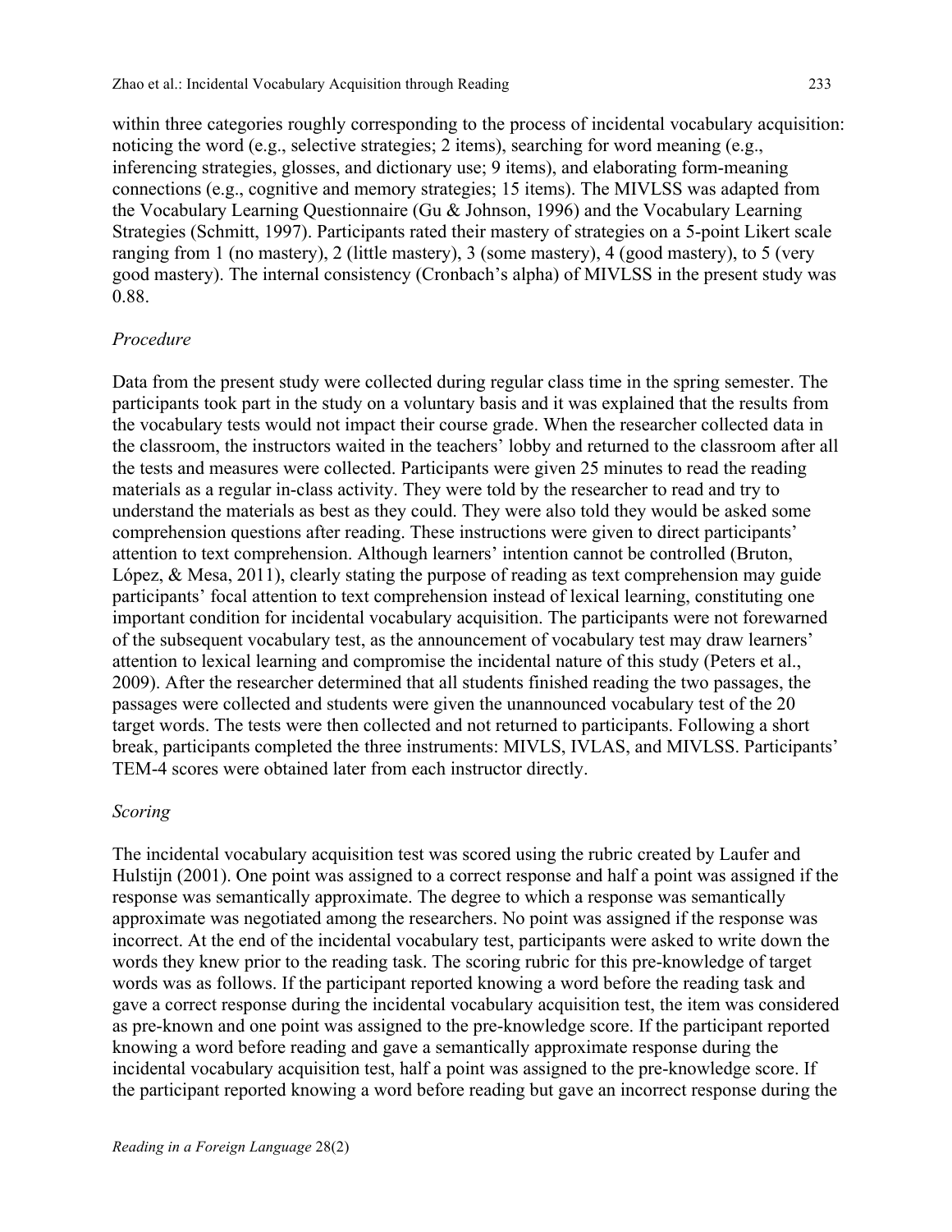within three categories roughly corresponding to the process of incidental vocabulary acquisition: noticing the word (e.g., selective strategies; 2 items), searching for word meaning (e.g., inferencing strategies, glosses, and dictionary use; 9 items), and elaborating form-meaning connections (e.g., cognitive and memory strategies; 15 items). The MIVLSS was adapted from the Vocabulary Learning Questionnaire (Gu & Johnson, 1996) and the Vocabulary Learning Strategies (Schmitt, 1997). Participants rated their mastery of strategies on a 5-point Likert scale ranging from 1 (no mastery), 2 (little mastery), 3 (some mastery), 4 (good mastery), to 5 (very good mastery). The internal consistency (Cronbach's alpha) of MIVLSS in the present study was 0.88.

*Procedure*

Data from the present study were collected during regular class time in the spring semester. The participants took part in the study on a voluntary basis and it was explained that the results from the vocabulary tests would not impact their course grade. When the researcher collected data in the classroom, the instructors waited in the teachers' lobby and returned to the classroom after all the tests and measures were collected. Participants were given 25 minutes to read the reading materials as a regular in-class activity. They were told by the researcher to read and try to understand the materials as best as they could. They were also told they would be asked some comprehension questions after reading. These instructions were given to direct participants' attention to text comprehension. Although learners' intention cannot be controlled (Bruton, López, & Mesa, 2011), clearly stating the purpose of reading as text comprehension may guide participants' focal attention to text comprehension instead of lexical learning, constituting one important condition for incidental vocabulary acquisition. The participants were not forewarned of the subsequent vocabulary test, as the announcement of vocabulary test may draw learners' attention to lexical learning and compromise the incidental nature of this study (Peters et al., 2009). After the researcher determined that all students finished reading the two passages, the passages were collected and students were given the unannounced vocabulary test of the 20 target words. The tests were then collected and not returned to participants. Following a short break, participants completed the three instruments: MIVLS, IVLAS, and MIVLSS. Participants' TEM-4 scores were obtained later from each instructor directly.

*Scoring*

The incidental vocabulary acquisition test was scored using the rubric created by Laufer and Hulstijn (2001). One point was assigned to a correct response and half a point was assigned if the response was semantically approximate. The degree to which a response was semantically approximate was negotiated among the researchers. No point was assigned if the response was incorrect. At the end of the incidental vocabulary test, participants were asked to write down the words they knew prior to the reading task. The scoring rubric for this pre-knowledge of target words was as follows. If the participant reported knowing a word before the reading task and gave a correct response during the incidental vocabulary acquisition test, the item was considered as pre-known and one point was assigned to the pre-knowledge score. If the participant reported knowing a word before reading and gave a semantically approximate response during the incidental vocabulary acquisition test, half a point was assigned to the pre-knowledge score. If the participant reported knowing a word before reading but gave an incorrect response during the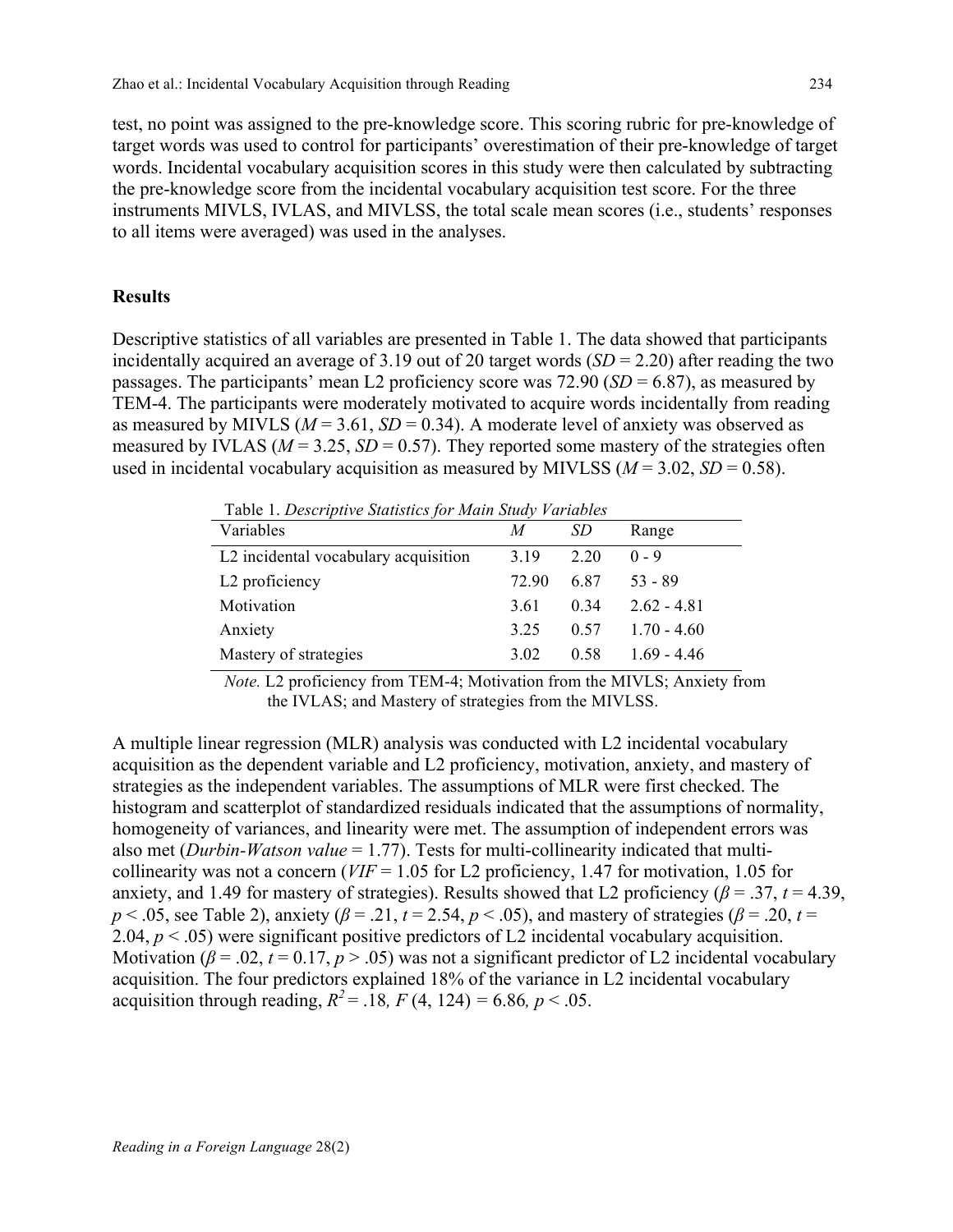test, no point was assigned to the pre-knowledge score. This scoring rubric for pre-knowledge of target words was used to control for participants' overestimation of their pre-knowledge of target words. Incidental vocabulary acquisition scores in this study were then calculated by subtracting the pre-knowledge score from the incidental vocabulary acquisition test score. For the three instruments MIVLS, IVLAS, and MIVLSS, the total scale mean scores (i.e., students' responses to all items were averaged) was used in the analyses.

## Results

Descriptive statistics of all variables are presented in Table 1. The data showed that participants incidentally acquired an average of 3.19 out of 20 target words (*SD* = 2.20) after reading the two passages. The participants' mean L2 proficiency score was 72.90 (*SD* = 6.87), as measured by TEM-4. The participants were moderately motivated to acquire words incidentally from reading as measured by MIVLS (*M* = 3.61, *SD* = 0.34). A moderate level of anxiety was observed as measured by IVLAS (*M* = 3.25, *SD* = 0.57). They reported some mastery of the strategies often used in incidental vocabulary acquisition as measured by MIVLSS (*M* = 3.02, *SD* = 0.58).

Table 1. *Descriptive Statistics for Main Study Variables*

| Variables | *M* | *SD* | Range |
|---|---|---|---|
| L2 incidental vocabulary acquisition | 3.19 | 2.20 | 0 - 9 |
| L2 proficiency | 72.90 | 6.87 | 53 - 89 |
| Motivation | 3.61 | 0.34 | 2.62 - 4.81 |
| Anxiety | 3.25 | 0.57 | 1.70 - 4.60 |
| Mastery of strategies | 3.02 | 0.58 | 1.69 - 4.46 |

*Note.* L2 proficiency from TEM-4; Motivation from the MIVLS; Anxiety from the IVLAS; and Mastery of strategies from the MIVLSS.

A multiple linear regression (MLR) analysis was conducted with L2 incidental vocabulary acquisition as the dependent variable and L2 proficiency, motivation, anxiety, and mastery of strategies as the independent variables. The assumptions of MLR were first checked. The histogram and scatterplot of standardized residuals indicated that the assumptions of normality, homogeneity of variances, and linearity were met. The assumption of independent errors was also met (*Durbin-Watson value* = 1.77). Tests for multi-collinearity indicated that multi-collinearity was not a concern (*VIF* = 1.05 for L2 proficiency, 1.47 for motivation, 1.05 for anxiety, and 1.49 for mastery of strategies). Results showed that L2 proficiency ($\beta = .37$, $t = 4.39$, $p < .05$, see Table 2), anxiety ($\beta = .21$, $t = 2.54$, $p < .05$), and mastery of strategies ($\beta = .20$, $t = 2.04$, $p < .05$) were significant positive predictors of L2 incidental vocabulary acquisition. Motivation ($\beta = .02$, $t = 0.17$, $p > .05$) was not a significant predictor of L2 incidental vocabulary acquisition. The four predictors explained 18% of the variance in L2 incidental vocabulary acquisition through reading, $R^2 = .18$, $F(4, 124) = 6.86$, $p < .05$.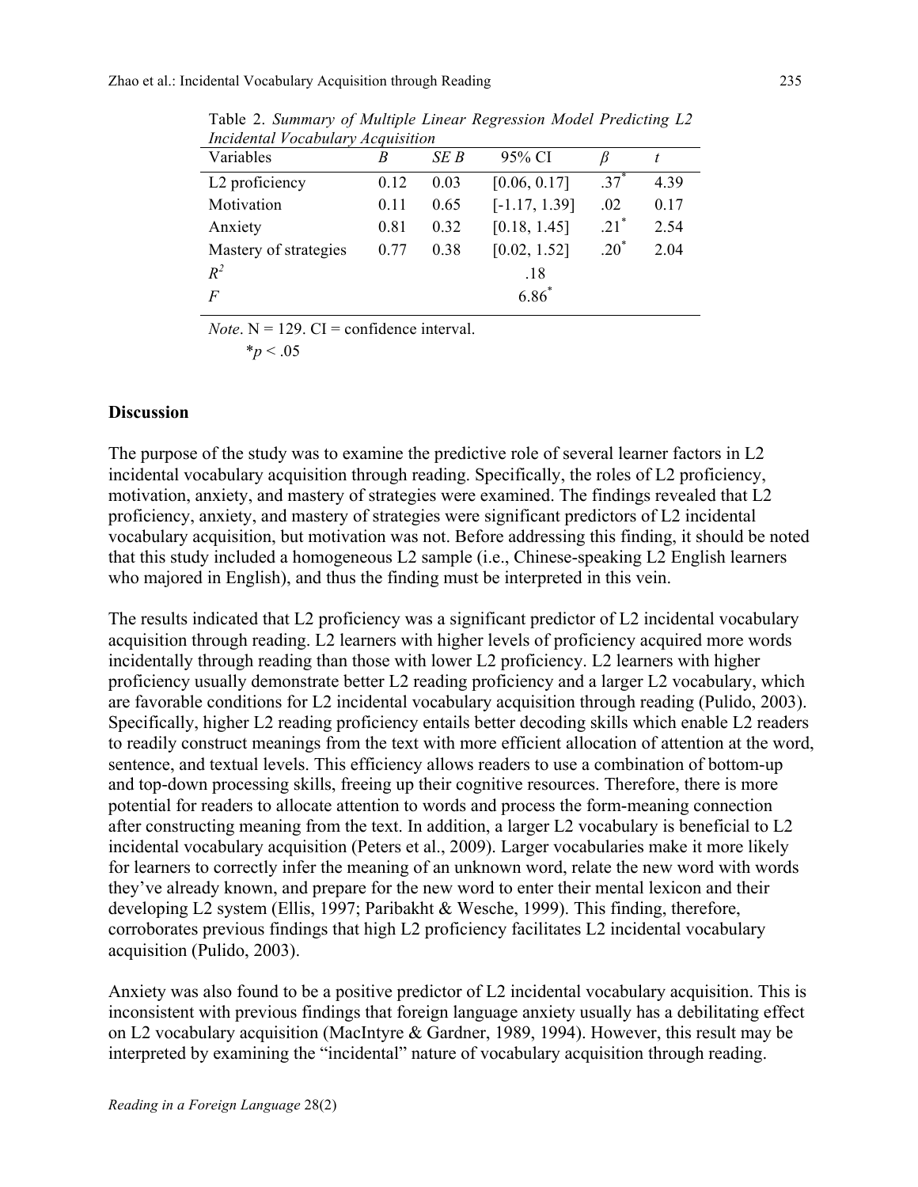Table 2. *Summary of Multiple Linear Regression Model Predicting L2 Incidental Vocabulary Acquisition*

| Variables | *B* | *SE B* | 95% CI | *β* | *t* |
|---|---|---|---|---|---|
| L2 proficiency | 0.12 | 0.03 | [0.06, 0.17] | .37* | 4.39 |
| Motivation | 0.11 | 0.65 | [-1.17, 1.39] | .02 | 0.17 |
| Anxiety | 0.81 | 0.32 | [0.18, 1.45] | .21* | 2.54 |
| Mastery of strategies | 0.77 | 0.38 | [0.02, 1.52] | .20* | 2.04 |
| $R^2$ | | | .18 | | |
| *F* | | | 6.86* | | |

*Note*. N = 129. CI = confidence interval.
*$p < .05$

## Discussion

The purpose of the study was to examine the predictive role of several learner factors in L2 incidental vocabulary acquisition through reading. Specifically, the roles of L2 proficiency, motivation, anxiety, and mastery of strategies were examined. The findings revealed that L2 proficiency, anxiety, and mastery of strategies were significant predictors of L2 incidental vocabulary acquisition, but motivation was not. Before addressing this finding, it should be noted that this study included a homogeneous L2 sample (i.e., Chinese-speaking L2 English learners who majored in English), and thus the finding must be interpreted in this vein.

The results indicated that L2 proficiency was a significant predictor of L2 incidental vocabulary acquisition through reading. L2 learners with higher levels of proficiency acquired more words incidentally through reading than those with lower L2 proficiency. L2 learners with higher proficiency usually demonstrate better L2 reading proficiency and a larger L2 vocabulary, which are favorable conditions for L2 incidental vocabulary acquisition through reading (Pulido, 2003). Specifically, higher L2 reading proficiency entails better decoding skills which enable L2 readers to readily construct meanings from the text with more efficient allocation of attention at the word, sentence, and textual levels. This efficiency allows readers to use a combination of bottom-up and top-down processing skills, freeing up their cognitive resources. Therefore, there is more potential for readers to allocate attention to words and process the form-meaning connection after constructing meaning from the text. In addition, a larger L2 vocabulary is beneficial to L2 incidental vocabulary acquisition (Peters et al., 2009). Larger vocabularies make it more likely for learners to correctly infer the meaning of an unknown word, relate the new word with words they've already known, and prepare for the new word to enter their mental lexicon and their developing L2 system (Ellis, 1997; Paribakht & Wesche, 1999). This finding, therefore, corroborates previous findings that high L2 proficiency facilitates L2 incidental vocabulary acquisition (Pulido, 2003).

Anxiety was also found to be a positive predictor of L2 incidental vocabulary acquisition. This is inconsistent with previous findings that foreign language anxiety usually has a debilitating effect on L2 vocabulary acquisition (MacIntyre & Gardner, 1989, 1994). However, this result may be interpreted by examining the "incidental" nature of vocabulary acquisition through reading.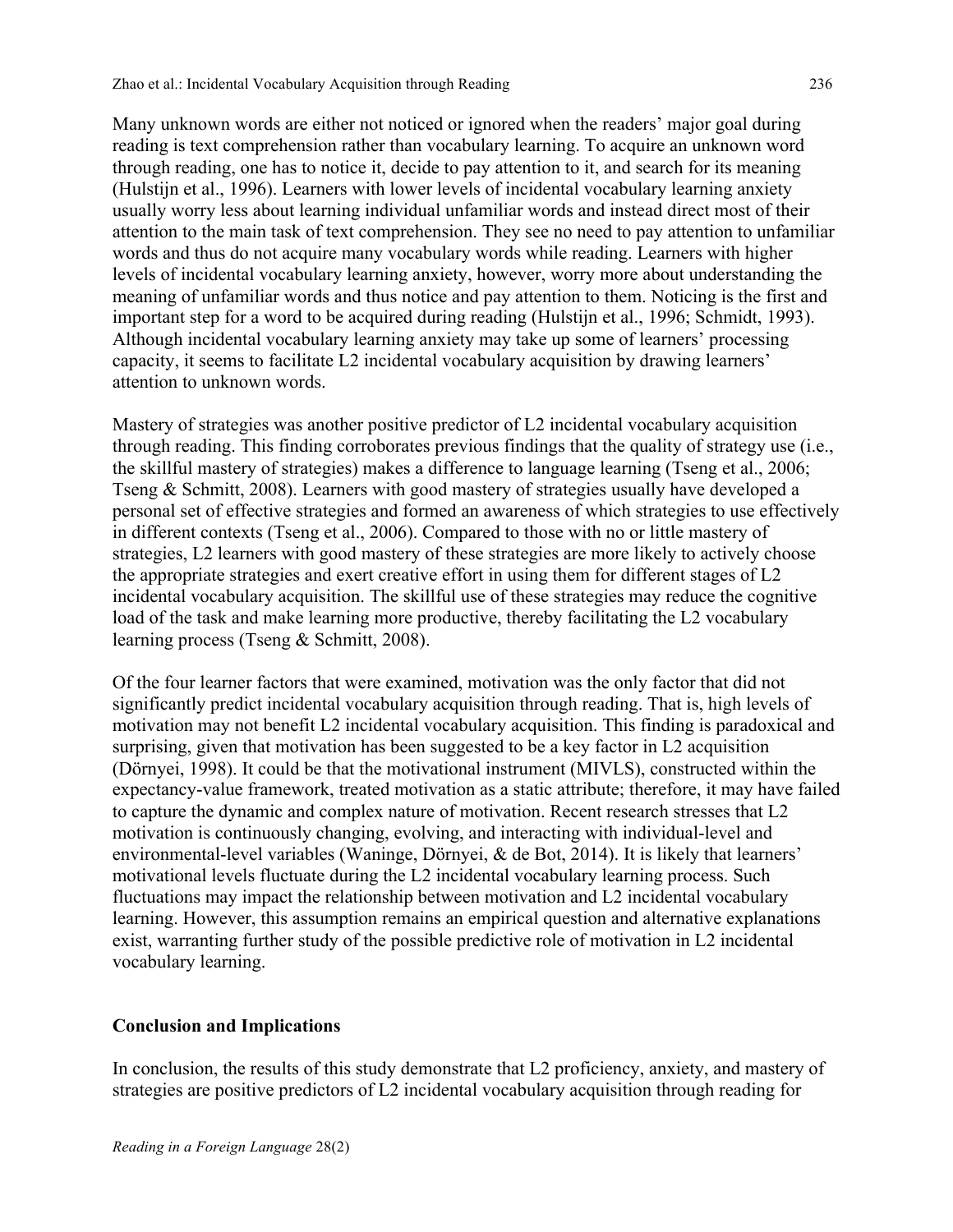Many unknown words are either not noticed or ignored when the readers' major goal during reading is text comprehension rather than vocabulary learning. To acquire an unknown word through reading, one has to notice it, decide to pay attention to it, and search for its meaning (Hulstijn et al., 1996). Learners with lower levels of incidental vocabulary learning anxiety usually worry less about learning individual unfamiliar words and instead direct most of their attention to the main task of text comprehension. They see no need to pay attention to unfamiliar words and thus do not acquire many vocabulary words while reading. Learners with higher levels of incidental vocabulary learning anxiety, however, worry more about understanding the meaning of unfamiliar words and thus notice and pay attention to them. Noticing is the first and important step for a word to be acquired during reading (Hulstijn et al., 1996; Schmidt, 1993). Although incidental vocabulary learning anxiety may take up some of learners' processing capacity, it seems to facilitate L2 incidental vocabulary acquisition by drawing learners' attention to unknown words.

Mastery of strategies was another positive predictor of L2 incidental vocabulary acquisition through reading. This finding corroborates previous findings that the quality of strategy use (i.e., the skillful mastery of strategies) makes a difference to language learning (Tseng et al., 2006; Tseng & Schmitt, 2008). Learners with good mastery of strategies usually have developed a personal set of effective strategies and formed an awareness of which strategies to use effectively in different contexts (Tseng et al., 2006). Compared to those with no or little mastery of strategies, L2 learners with good mastery of these strategies are more likely to actively choose the appropriate strategies and exert creative effort in using them for different stages of L2 incidental vocabulary acquisition. The skillful use of these strategies may reduce the cognitive load of the task and make learning more productive, thereby facilitating the L2 vocabulary learning process (Tseng & Schmitt, 2008).

Of the four learner factors that were examined, motivation was the only factor that did not significantly predict incidental vocabulary acquisition through reading. That is, high levels of motivation may not benefit L2 incidental vocabulary acquisition. This finding is paradoxical and surprising, given that motivation has been suggested to be a key factor in L2 acquisition (Dörnyei, 1998). It could be that the motivational instrument (MIVLS), constructed within the expectancy-value framework, treated motivation as a static attribute; therefore, it may have failed to capture the dynamic and complex nature of motivation. Recent research stresses that L2 motivation is continuously changing, evolving, and interacting with individual-level and environmental-level variables (Waninge, Dörnyei, & de Bot, 2014). It is likely that learners' motivational levels fluctuate during the L2 incidental vocabulary learning process. Such fluctuations may impact the relationship between motivation and L2 incidental vocabulary learning. However, this assumption remains an empirical question and alternative explanations exist, warranting further study of the possible predictive role of motivation in L2 incidental vocabulary learning.

## Conclusion and Implications

In conclusion, the results of this study demonstrate that L2 proficiency, anxiety, and mastery of strategies are positive predictors of L2 incidental vocabulary acquisition through reading for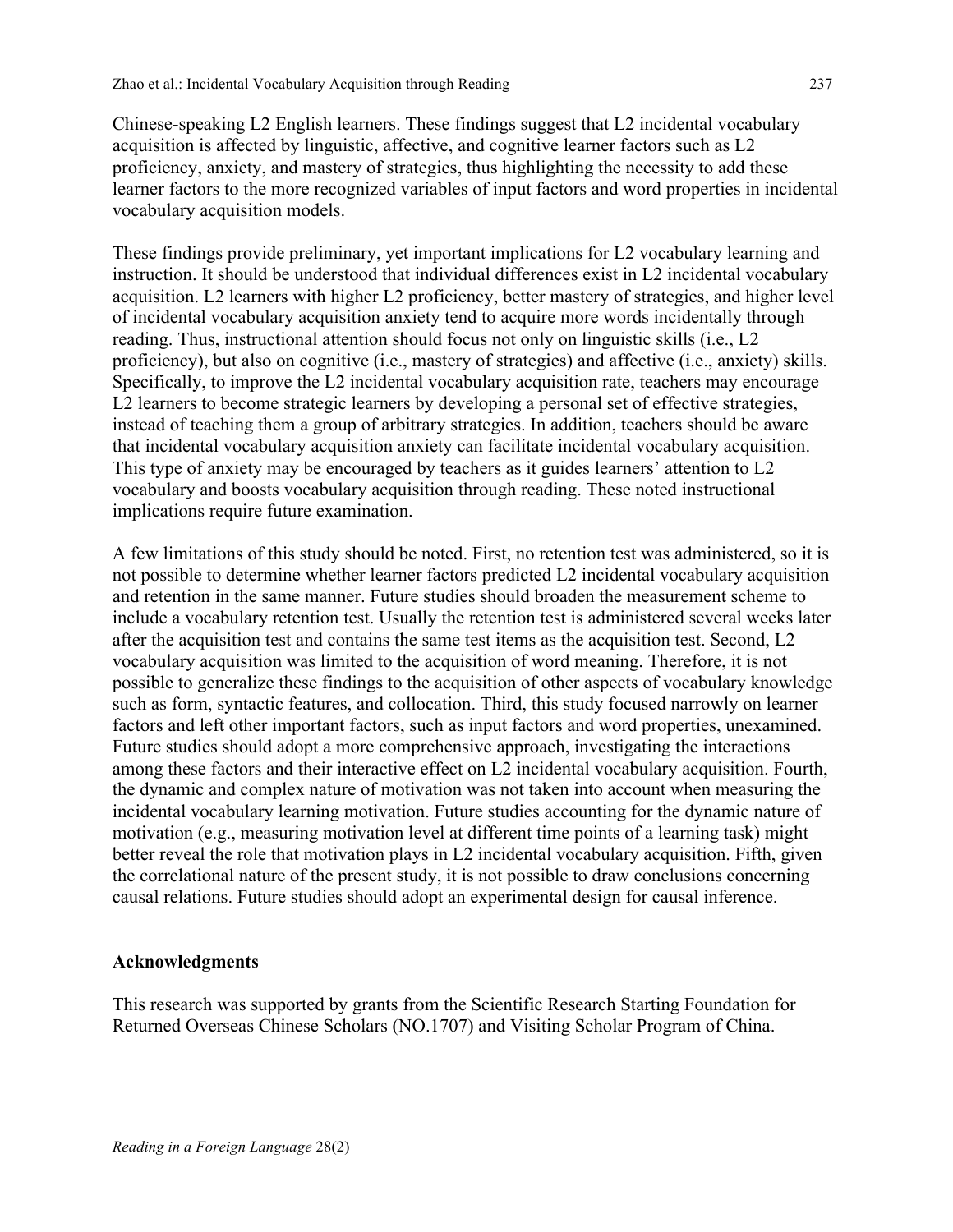Chinese-speaking L2 English learners. These findings suggest that L2 incidental vocabulary acquisition is affected by linguistic, affective, and cognitive learner factors such as L2 proficiency, anxiety, and mastery of strategies, thus highlighting the necessity to add these learner factors to the more recognized variables of input factors and word properties in incidental vocabulary acquisition models.

These findings provide preliminary, yet important implications for L2 vocabulary learning and instruction. It should be understood that individual differences exist in L2 incidental vocabulary acquisition. L2 learners with higher L2 proficiency, better mastery of strategies, and higher level of incidental vocabulary acquisition anxiety tend to acquire more words incidentally through reading. Thus, instructional attention should focus not only on linguistic skills (i.e., L2 proficiency), but also on cognitive (i.e., mastery of strategies) and affective (i.e., anxiety) skills. Specifically, to improve the L2 incidental vocabulary acquisition rate, teachers may encourage L2 learners to become strategic learners by developing a personal set of effective strategies, instead of teaching them a group of arbitrary strategies. In addition, teachers should be aware that incidental vocabulary acquisition anxiety can facilitate incidental vocabulary acquisition. This type of anxiety may be encouraged by teachers as it guides learners' attention to L2 vocabulary and boosts vocabulary acquisition through reading. These noted instructional implications require future examination.

A few limitations of this study should be noted. First, no retention test was administered, so it is not possible to determine whether learner factors predicted L2 incidental vocabulary acquisition and retention in the same manner. Future studies should broaden the measurement scheme to include a vocabulary retention test. Usually the retention test is administered several weeks later after the acquisition test and contains the same test items as the acquisition test. Second, L2 vocabulary acquisition was limited to the acquisition of word meaning. Therefore, it is not possible to generalize these findings to the acquisition of other aspects of vocabulary knowledge such as form, syntactic features, and collocation. Third, this study focused narrowly on learner factors and left other important factors, such as input factors and word properties, unexamined. Future studies should adopt a more comprehensive approach, investigating the interactions among these factors and their interactive effect on L2 incidental vocabulary acquisition. Fourth, the dynamic and complex nature of motivation was not taken into account when measuring the incidental vocabulary learning motivation. Future studies accounting for the dynamic nature of motivation (e.g., measuring motivation level at different time points of a learning task) might better reveal the role that motivation plays in L2 incidental vocabulary acquisition. Fifth, given the correlational nature of the present study, it is not possible to draw conclusions concerning causal relations. Future studies should adopt an experimental design for causal inference.

### Acknowledgments

This research was supported by grants from the Scientific Research Starting Foundation for Returned Overseas Chinese Scholars (NO.1707) and Visiting Scholar Program of China.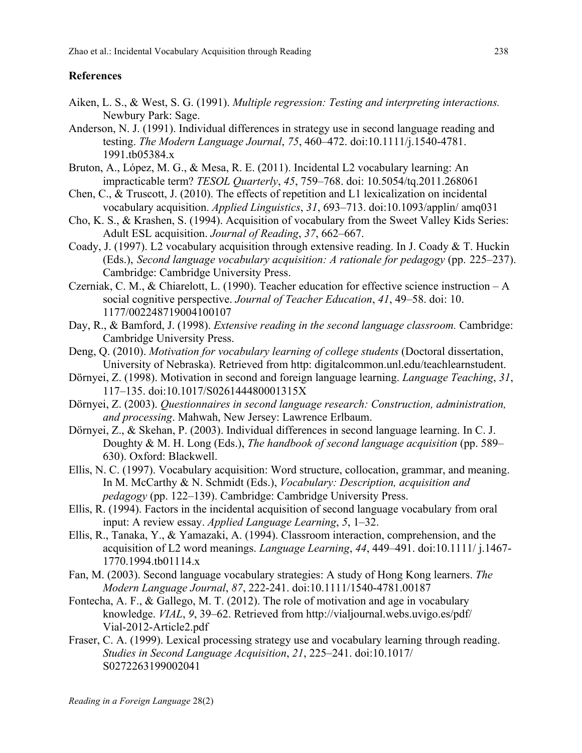## References

Aiken, L. S., & West, S. G. (1991). *Multiple regression: Testing and interpreting interactions.* Newbury Park: Sage.

Anderson, N. J. (1991). Individual differences in strategy use in second language reading and testing. *The Modern Language Journal*, *75*, 460–472. doi:10.1111/j.1540-4781. 1991.tb05384.x

Bruton, A., López, M. G., & Mesa, R. E. (2011). Incidental L2 vocabulary learning: An impracticable term? *TESOL Quarterly*, *45*, 759–768. doi: 10.5054/tq.2011.268061

Chen, C., & Truscott, J. (2010). The effects of repetition and L1 lexicalization on incidental vocabulary acquisition. *Applied Linguistics*, *31*, 693–713. doi:10.1093/applin/ amq031

Cho, K. S., & Krashen, S. (1994). Acquisition of vocabulary from the Sweet Valley Kids Series: Adult ESL acquisition. *Journal of Reading*, *37*, 662–667.

Coady, J. (1997). L2 vocabulary acquisition through extensive reading. In J. Coady & T. Huckin (Eds.), *Second language vocabulary acquisition: A rationale for pedagogy* (pp. 225–237). Cambridge: Cambridge University Press.

Czerniak, C. M., & Chiarelott, L. (1990). Teacher education for effective science instruction – A social cognitive perspective. *Journal of Teacher Education*, *41*, 49–58. doi: 10. 1177/002248719004100107

Day, R., & Bamford, J. (1998). *Extensive reading in the second language classroom.* Cambridge: Cambridge University Press.

Deng, Q. (2010). *Motivation for vocabulary learning of college students* (Doctoral dissertation, University of Nebraska). Retrieved from http: digitalcommon.unl.edu/teachlearnstudent.

Dörnyei, Z. (1998). Motivation in second and foreign language learning. *Language Teaching*, *31*, 117–135. doi:10.1017/S026144480001315X

Dörnyei, Z. (2003). *Questionnaires in second language research: Construction, administration, and processing*. Mahwah, New Jersey: Lawrence Erlbaum.

Dörnyei, Z., & Skehan, P. (2003). Individual differences in second language learning. In C. J. Doughty & M. H. Long (Eds.), *The handbook of second language acquisition* (pp. 589–630). Oxford: Blackwell.

Ellis, N. C. (1997). Vocabulary acquisition: Word structure, collocation, grammar, and meaning. In M. McCarthy & N. Schmidt (Eds.), *Vocabulary: Description, acquisition and pedagogy* (pp. 122–139). Cambridge: Cambridge University Press.

Ellis, R. (1994). Factors in the incidental acquisition of second language vocabulary from oral input: A review essay. *Applied Language Learning*, *5*, 1–32.

Ellis, R., Tanaka, Y., & Yamazaki, A. (1994). Classroom interaction, comprehension, and the acquisition of L2 word meanings. *Language Learning*, *44*, 449–491. doi:10.1111/ j.1467-1770.1994.tb01114.x

Fan, M. (2003). Second language vocabulary strategies: A study of Hong Kong learners. *The Modern Language Journal*, *87*, 222-241. doi:10.1111/1540-4781.00187

Fontecha, A. F., & Gallego, M. T. (2012). The role of motivation and age in vocabulary knowledge. *VIAL*, *9*, 39–62. Retrieved from http://vialjournal.webs.uvigo.es/pdf/ Vial-2012-Article2.pdf

Fraser, C. A. (1999). Lexical processing strategy use and vocabulary learning through reading. *Studies in Second Language Acquisition*, *21*, 225–241. doi:10.1017/ S0272263199002041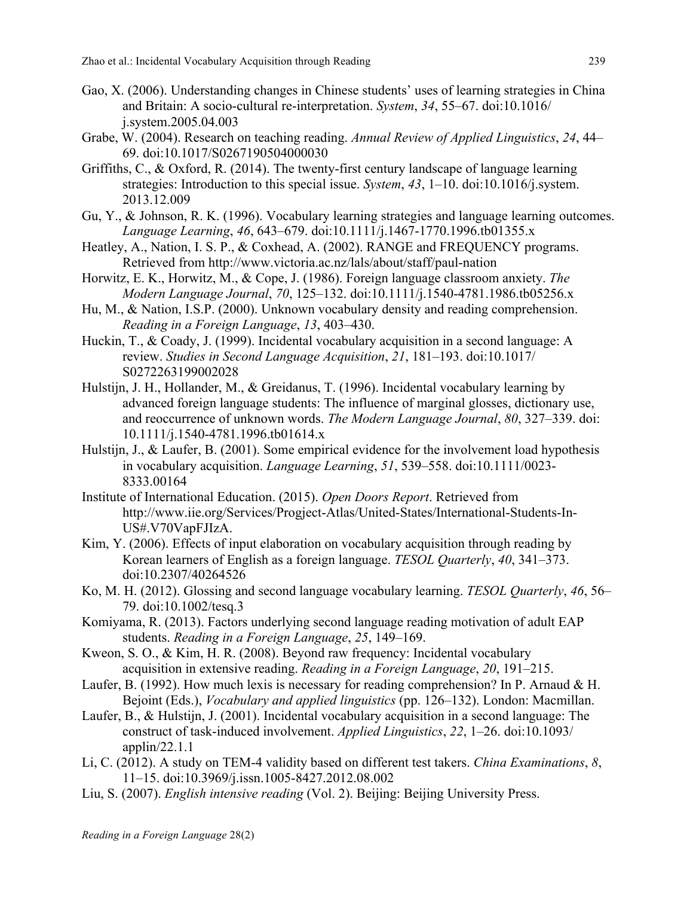Gao, X. (2006). Understanding changes in Chinese students' uses of learning strategies in China and Britain: A socio-cultural re-interpretation. *System*, *34*, 55–67. doi:10.1016/j.system.2005.04.003

Grabe, W. (2004). Research on teaching reading. *Annual Review of Applied Linguistics*, *24*, 44–69. doi:10.1017/S0267190504000030

Griffiths, C., & Oxford, R. (2014). The twenty-first century landscape of language learning strategies: Introduction to this special issue. *System*, *43*, 1–10. doi:10.1016/j.system.2013.12.009

Gu, Y., & Johnson, R. K. (1996). Vocabulary learning strategies and language learning outcomes. *Language Learning*, *46*, 643–679. doi:10.1111/j.1467-1770.1996.tb01355.x

Heatley, A., Nation, I. S. P., & Coxhead, A. (2002). RANGE and FREQUENCY programs. Retrieved from http://www.victoria.ac.nz/lals/about/staff/paul-nation

Horwitz, E. K., Horwitz, M., & Cope, J. (1986). Foreign language classroom anxiety. *The Modern Language Journal*, *70*, 125–132. doi:10.1111/j.1540-4781.1986.tb05256.x

Hu, M., & Nation, I.S.P. (2000). Unknown vocabulary density and reading comprehension. *Reading in a Foreign Language*, *13*, 403–430.

Huckin, T., & Coady, J. (1999). Incidental vocabulary acquisition in a second language: A review. *Studies in Second Language Acquisition*, *21*, 181–193. doi:10.1017/S0272263199002028

Hulstijn, J. H., Hollander, M., & Greidanus, T. (1996). Incidental vocabulary learning by advanced foreign language students: The influence of marginal glosses, dictionary use, and reoccurrence of unknown words. *The Modern Language Journal*, *80*, 327–339. doi:10.1111/j.1540-4781.1996.tb01614.x

Hulstijn, J., & Laufer, B. (2001). Some empirical evidence for the involvement load hypothesis in vocabulary acquisition. *Language Learning*, *51*, 539–558. doi:10.1111/0023-8333.00164

Institute of International Education. (2015). *Open Doors Report*. Retrieved from http://www.iie.org/Services/Progject-Atlas/United-States/International-Students-In-US#.V70VapFJIzA.

Kim, Y. (2006). Effects of input elaboration on vocabulary acquisition through reading by Korean learners of English as a foreign language. *TESOL Quarterly*, *40*, 341–373. doi:10.2307/40264526

Ko, M. H. (2012). Glossing and second language vocabulary learning. *TESOL Quarterly*, *46*, 56–79. doi:10.1002/tesq.3

Komiyama, R. (2013). Factors underlying second language reading motivation of adult EAP students. *Reading in a Foreign Language*, *25*, 149–169.

Kweon, S. O., & Kim, H. R. (2008). Beyond raw frequency: Incidental vocabulary acquisition in extensive reading. *Reading in a Foreign Language*, *20*, 191–215.

Laufer, B. (1992). How much lexis is necessary for reading comprehension? In P. Arnaud & H. Bejoint (Eds.), *Vocabulary and applied linguistics* (pp. 126–132). London: Macmillan.

Laufer, B., & Hulstijn, J. (2001). Incidental vocabulary acquisition in a second language: The construct of task-induced involvement. *Applied Linguistics*, *22*, 1–26. doi:10.1093/applin/22.1.1

Li, C. (2012). A study on TEM-4 validity based on different test takers. *China Examinations*, *8*, 11–15. doi:10.3969/j.issn.1005-8427.2012.08.002

Liu, S. (2007). *English intensive reading* (Vol. 2). Beijing: Beijing University Press.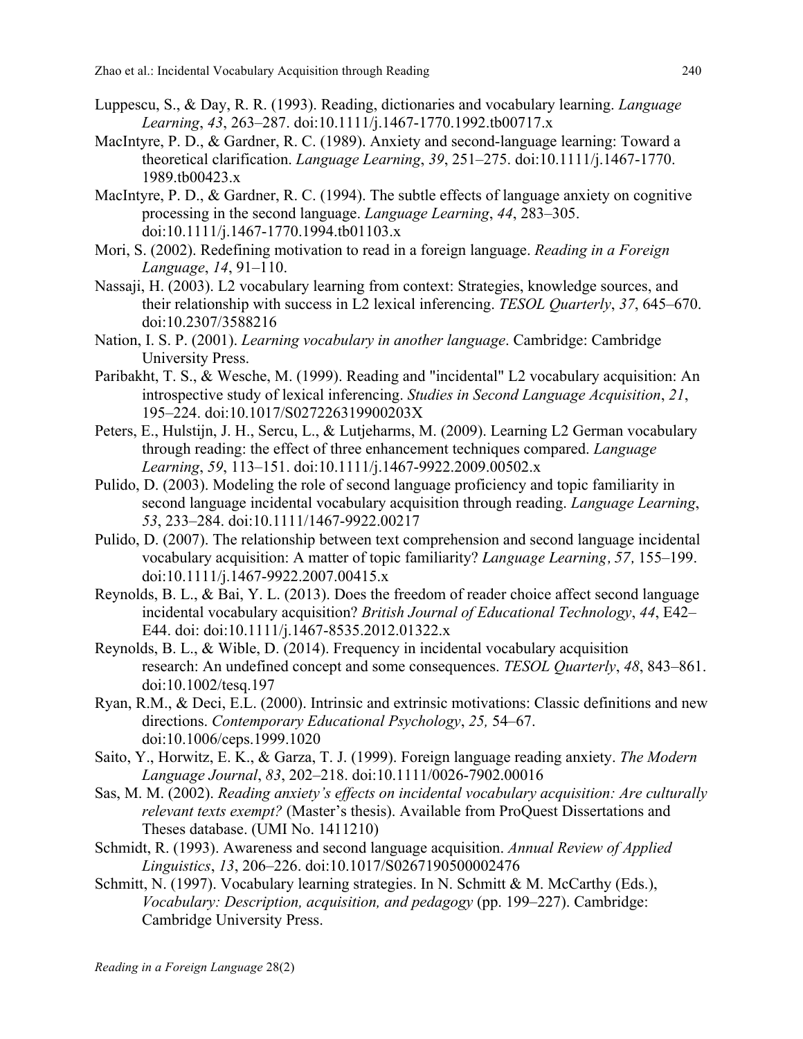Luppescu, S., & Day, R. R. (1993). Reading, dictionaries and vocabulary learning. *Language Learning*, *43*, 263–287. doi:10.1111/j.1467-1770.1992.tb00717.x

MacIntyre, P. D., & Gardner, R. C. (1989). Anxiety and second-language learning: Toward a theoretical clarification. *Language Learning*, *39*, 251–275. doi:10.1111/j.1467-1770.1989.tb00423.x

MacIntyre, P. D., & Gardner, R. C. (1994). The subtle effects of language anxiety on cognitive processing in the second language. *Language Learning*, *44*, 283–305. doi:10.1111/j.1467-1770.1994.tb01103.x

Mori, S. (2002). Redefining motivation to read in a foreign language. *Reading in a Foreign Language*, *14*, 91–110.

Nassaji, H. (2003). L2 vocabulary learning from context: Strategies, knowledge sources, and their relationship with success in L2 lexical inferencing. *TESOL Quarterly*, *37*, 645–670. doi:10.2307/3588216

Nation, I. S. P. (2001). *Learning vocabulary in another language*. Cambridge: Cambridge University Press.

Paribakht, T. S., & Wesche, M. (1999). Reading and "incidental" L2 vocabulary acquisition: An introspective study of lexical inferencing. *Studies in Second Language Acquisition*, *21*, 195–224. doi:10.1017/S027226319900203X

Peters, E., Hulstijn, J. H., Sercu, L., & Lutjeharms, M. (2009). Learning L2 German vocabulary through reading: the effect of three enhancement techniques compared. *Language Learning*, *59*, 113–151. doi:10.1111/j.1467-9922.2009.00502.x

Pulido, D. (2003). Modeling the role of second language proficiency and topic familiarity in second language incidental vocabulary acquisition through reading. *Language Learning*, *53*, 233–284. doi:10.1111/1467-9922.00217

Pulido, D. (2007). The relationship between text comprehension and second language incidental vocabulary acquisition: A matter of topic familiarity? *Language Learning*, *57*, 155–199. doi:10.1111/j.1467-9922.2007.00415.x

Reynolds, B. L., & Bai, Y. L. (2013). Does the freedom of reader choice affect second language incidental vocabulary acquisition? *British Journal of Educational Technology*, *44*, E42–E44. doi: doi:10.1111/j.1467-8535.2012.01322.x

Reynolds, B. L., & Wible, D. (2014). Frequency in incidental vocabulary acquisition research: An undefined concept and some consequences. *TESOL Quarterly*, *48*, 843–861. doi:10.1002/tesq.197

Ryan, R.M., & Deci, E.L. (2000). Intrinsic and extrinsic motivations: Classic definitions and new directions. *Contemporary Educational Psychology*, *25,* 54–67. doi:10.1006/ceps.1999.1020

Saito, Y., Horwitz, E. K., & Garza, T. J. (1999). Foreign language reading anxiety. *The Modern Language Journal*, *83*, 202–218. doi:10.1111/0026-7902.00016

Sas, M. M. (2002). *Reading anxiety's effects on incidental vocabulary acquisition: Are culturally relevant texts exempt?* (Master's thesis). Available from ProQuest Dissertations and Theses database. (UMI No. 1411210)

Schmidt, R. (1993). Awareness and second language acquisition. *Annual Review of Applied Linguistics*, *13*, 206–226. doi:10.1017/S0267190500002476

Schmitt, N. (1997). Vocabulary learning strategies. In N. Schmitt & M. McCarthy (Eds.), *Vocabulary: Description, acquisition, and pedagogy* (pp. 199–227). Cambridge: Cambridge University Press.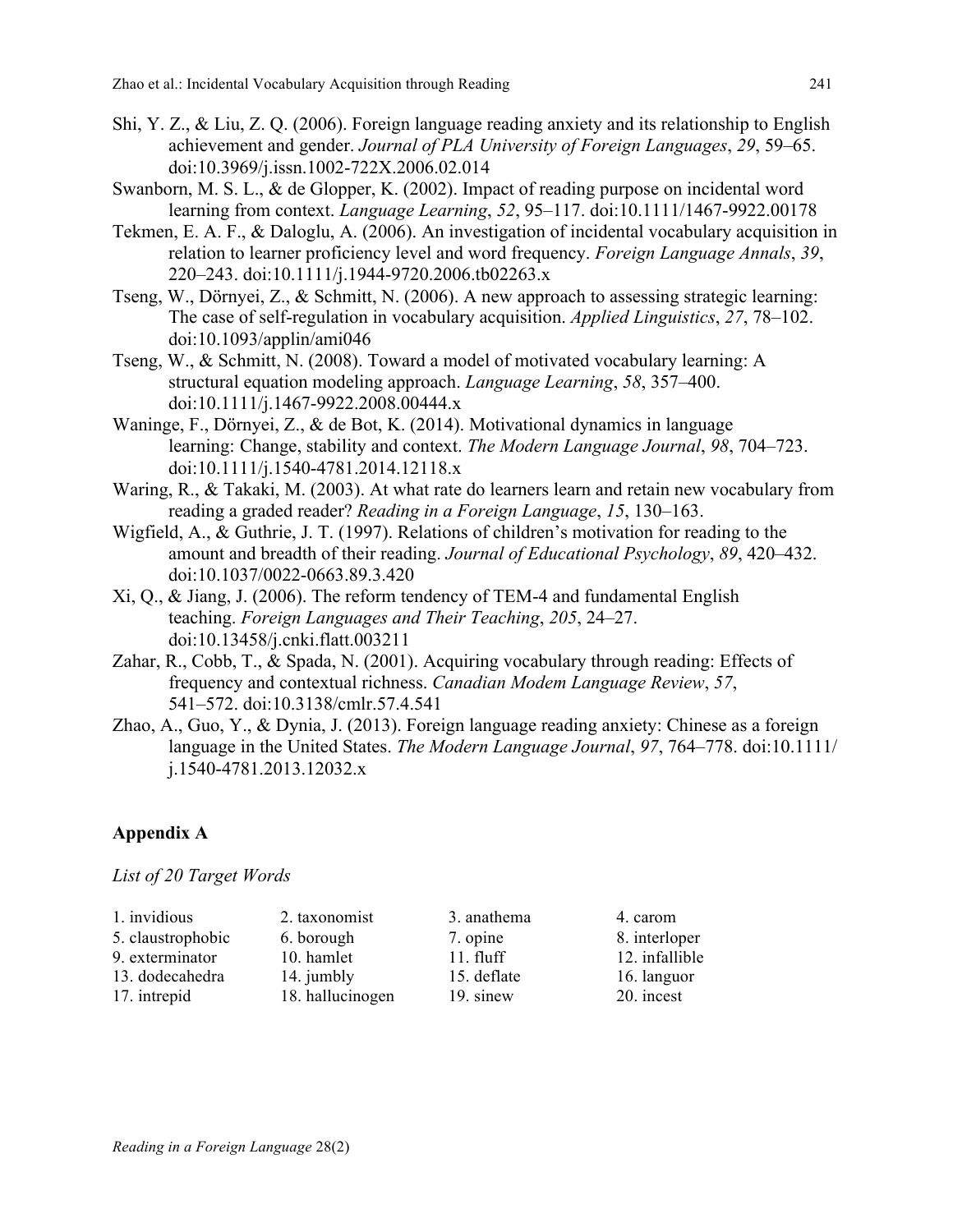Shi, Y. Z., & Liu, Z. Q. (2006). Foreign language reading anxiety and its relationship to English achievement and gender. *Journal of PLA University of Foreign Languages*, *29*, 59–65. doi:10.3969/j.issn.1002-722X.2006.02.014

Swanborn, M. S. L., & de Glopper, K. (2002). Impact of reading purpose on incidental word learning from context. *Language Learning*, *52*, 95–117. doi:10.1111/1467-9922.00178

Tekmen, E. A. F., & Daloglu, A. (2006). An investigation of incidental vocabulary acquisition in relation to learner proficiency level and word frequency. *Foreign Language Annals*, *39*, 220–243. doi:10.1111/j.1944-9720.2006.tb02263.x

Tseng, W., Dörnyei, Z., & Schmitt, N. (2006). A new approach to assessing strategic learning: The case of self-regulation in vocabulary acquisition. *Applied Linguistics*, *27*, 78–102. doi:10.1093/applin/ami046

Tseng, W., & Schmitt, N. (2008). Toward a model of motivated vocabulary learning: A structural equation modeling approach. *Language Learning*, *58*, 357–400. doi:10.1111/j.1467-9922.2008.00444.x

Waninge, F., Dörnyei, Z., & de Bot, K. (2014). Motivational dynamics in language learning: Change, stability and context. *The Modern Language Journal*, *98*, 704–723. doi:10.1111/j.1540-4781.2014.12118.x

Waring, R., & Takaki, M. (2003). At what rate do learners learn and retain new vocabulary from reading a graded reader? *Reading in a Foreign Language*, *15*, 130–163.

Wigfield, A., & Guthrie, J. T. (1997). Relations of children's motivation for reading to the amount and breadth of their reading. *Journal of Educational Psychology*, *89*, 420–432. doi:10.1037/0022-0663.89.3.420

Xi, Q., & Jiang, J. (2006). The reform tendency of TEM-4 and fundamental English teaching. *Foreign Languages and Their Teaching*, *205*, 24–27. doi:10.13458/j.cnki.flatt.003211

Zahar, R., Cobb, T., & Spada, N. (2001). Acquiring vocabulary through reading: Effects of frequency and contextual richness. *Canadian Modem Language Review*, *57*, 541–572. doi:10.3138/cmlr.57.4.541

Zhao, A., Guo, Y., & Dynia, J. (2013). Foreign language reading anxiety: Chinese as a foreign language in the United States. *The Modern Language Journal*, *97*, 764–778. doi:10.1111/j.1540-4781.2013.12032.x

## Appendix A

*List of 20 Target Words*

| | | | |
|---|---|---|---|
| 1. invidious | 2. taxonomist | 3. anathema | 4. carom |
| 5. claustrophobic | 6. borough | 7. opine | 8. interloper |
| 9. exterminator | 10. hamlet | 11. fluff | 12. infallible |
| 13. dodecahedra | 14. jumbly | 15. deflate | 16. languor |
| 17. intrepid | 18. hallucinogen | 19. sinew | 20. incest |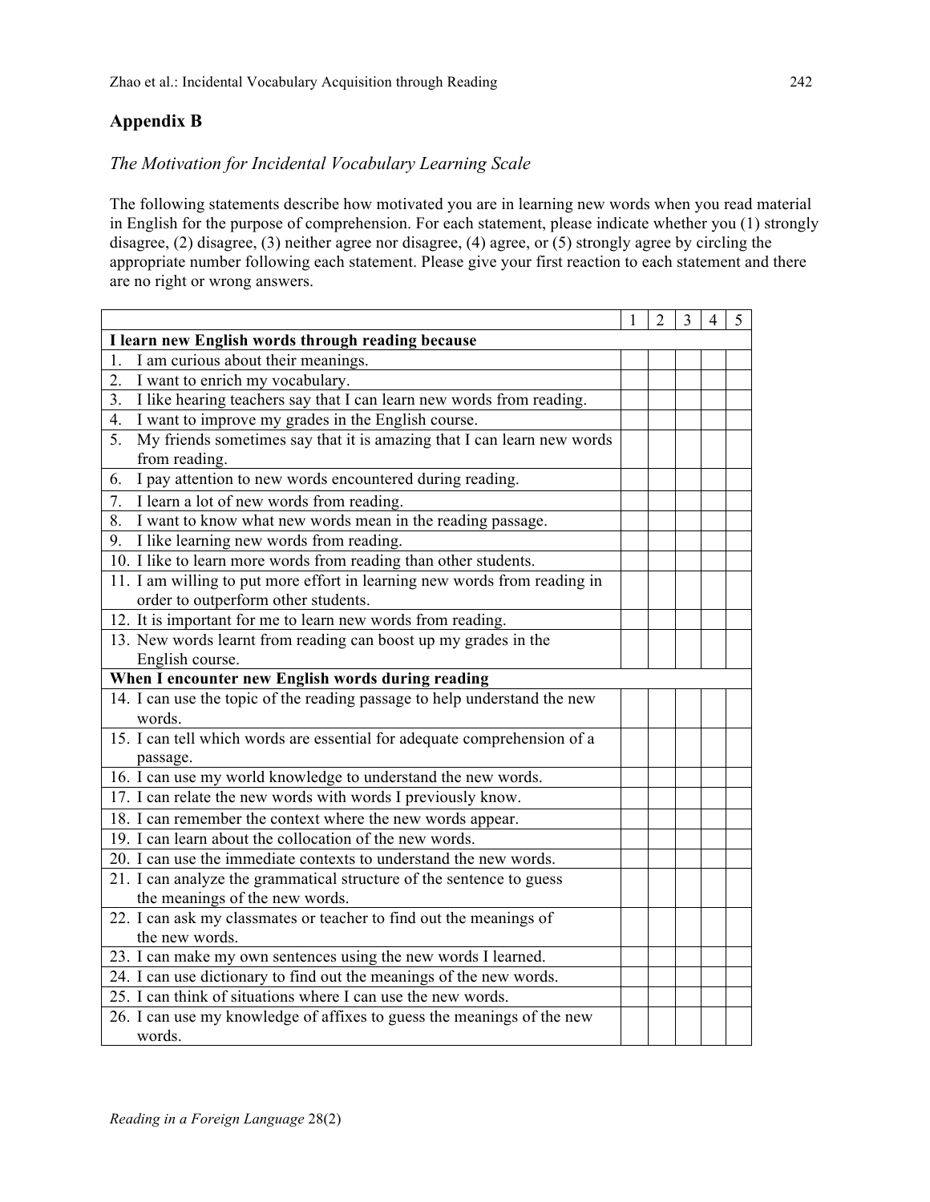## Appendix B

*The Motivation for Incidental Vocabulary Learning Scale*

The following statements describe how motivated you are in learning new words when you read material in English for the purpose of comprehension. For each statement, please indicate whether you (1) strongly disagree, (2) disagree, (3) neither agree nor disagree, (4) agree, or (5) strongly agree by circling the appropriate number following each statement. Please give your first reaction to each statement and there are no right or wrong answers.

| | 1 | 2 | 3 | 4 | 5 |
|---|---|---|---|---|---|
| **I learn new English words through reading because** | | | | | |
| 1. I am curious about their meanings. | | | | | |
| 2. I want to enrich my vocabulary. | | | | | |
| 3. I like hearing teachers say that I can learn new words from reading. | | | | | |
| 4. I want to improve my grades in the English course. | | | | | |
| 5. My friends sometimes say that it is amazing that I can learn new words from reading. | | | | | |
| 6. I pay attention to new words encountered during reading. | | | | | |
| 7. I learn a lot of new words from reading. | | | | | |
| 8. I want to know what new words mean in the reading passage. | | | | | |
| 9. I like learning new words from reading. | | | | | |
| 10. I like to learn more words from reading than other students. | | | | | |
| 11. I am willing to put more effort in learning new words from reading in order to outperform other students. | | | | | |
| 12. It is important for me to learn new words from reading. | | | | | |
| 13. New words learnt from reading can boost up my grades in the English course. | | | | | |
| **When I encounter new English words during reading** | | | | | |
| 14. I can use the topic of the reading passage to help understand the new words. | | | | | |
| 15. I can tell which words are essential for adequate comprehension of a passage. | | | | | |
| 16. I can use my world knowledge to understand the new words. | | | | | |
| 17. I can relate the new words with words I previously know. | | | | | |
| 18. I can remember the context where the new words appear. | | | | | |
| 19. I can learn about the collocation of the new words. | | | | | |
| 20. I can use the immediate contexts to understand the new words. | | | | | |
| 21. I can analyze the grammatical structure of the sentence to guess the meanings of the new words. | | | | | |
| 22. I can ask my classmates or teacher to find out the meanings of the new words. | | | | | |
| 23. I can make my own sentences using the new words I learned. | | | | | |
| 24. I can use dictionary to find out the meanings of the new words. | | | | | |
| 25. I can think of situations where I can use the new words. | | | | | |
| 26. I can use my knowledge of affixes to guess the meanings of the new words. | | | | | |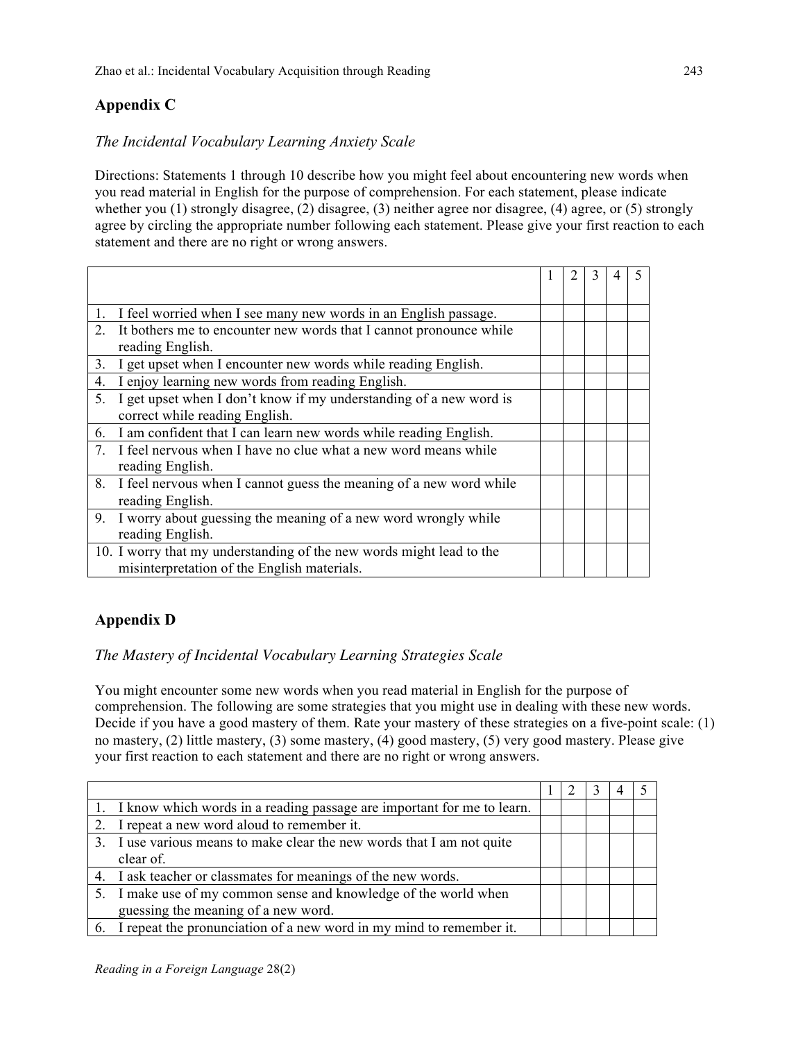## Appendix C

*The Incidental Vocabulary Learning Anxiety Scale*

Directions: Statements 1 through 10 describe how you might feel about encountering new words when you read material in English for the purpose of comprehension. For each statement, please indicate whether you (1) strongly disagree, (2) disagree, (3) neither agree nor disagree, (4) agree, or (5) strongly agree by circling the appropriate number following each statement. Please give your first reaction to each statement and there are no right or wrong answers.

| | 1 | 2 | 3 | 4 | 5 |
|---|---|---|---|---|---|
| 1. I feel worried when I see many new words in an English passage. | | | | | |
| 2. It bothers me to encounter new words that I cannot pronounce while reading English. | | | | | |
| 3. I get upset when I encounter new words while reading English. | | | | | |
| 4. I enjoy learning new words from reading English. | | | | | |
| 5. I get upset when I don't know if my understanding of a new word is correct while reading English. | | | | | |
| 6. I am confident that I can learn new words while reading English. | | | | | |
| 7. I feel nervous when I have no clue what a new word means while reading English. | | | | | |
| 8. I feel nervous when I cannot guess the meaning of a new word while reading English. | | | | | |
| 9. I worry about guessing the meaning of a new word wrongly while reading English. | | | | | |
| 10. I worry that my understanding of the new words might lead to the misinterpretation of the English materials. | | | | | |

## Appendix D

*The Mastery of Incidental Vocabulary Learning Strategies Scale*

You might encounter some new words when you read material in English for the purpose of comprehension. The following are some strategies that you might use in dealing with these new words. Decide if you have a good mastery of them. Rate your mastery of these strategies on a five-point scale: (1) no mastery, (2) little mastery, (3) some mastery, (4) good mastery, (5) very good mastery. Please give your first reaction to each statement and there are no right or wrong answers.

| | 1 | 2 | 3 | 4 | 5 |
|---|---|---|---|---|---|
| 1. I know which words in a reading passage are important for me to learn. | | | | | |
| 2. I repeat a new word aloud to remember it. | | | | | |
| 3. I use various means to make clear the new words that I am not quite clear of. | | | | | |
| 4. I ask teacher or classmates for meanings of the new words. | | | | | |
| 5. I make use of my common sense and knowledge of the world when guessing the meaning of a new word. | | | | | |
| 6. I repeat the pronunciation of a new word in my mind to remember it. | | | | | |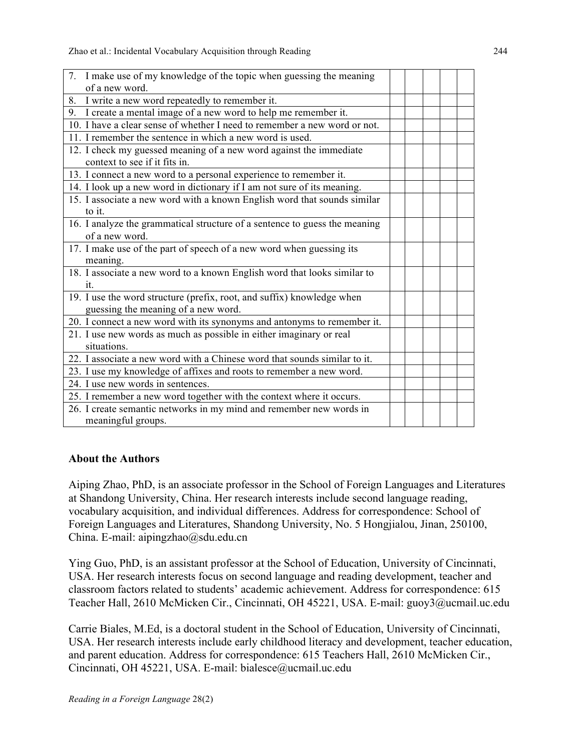| | | | | | |
|---|---|---|---|---|---|
| 7. I make use of my knowledge of the topic when guessing the meaning of a new word. | | | | | |
| 8. I write a new word repeatedly to remember it. | | | | | |
| 9. I create a mental image of a new word to help me remember it. | | | | | |
| 10. I have a clear sense of whether I need to remember a new word or not. | | | | | |
| 11. I remember the sentence in which a new word is used. | | | | | |
| 12. I check my guessed meaning of a new word against the immediate context to see if it fits in. | | | | | |
| 13. I connect a new word to a personal experience to remember it. | | | | | |
| 14. I look up a new word in dictionary if I am not sure of its meaning. | | | | | |
| 15. I associate a new word with a known English word that sounds similar to it. | | | | | |
| 16. I analyze the grammatical structure of a sentence to guess the meaning of a new word. | | | | | |
| 17. I make use of the part of speech of a new word when guessing its meaning. | | | | | |
| 18. I associate a new word to a known English word that looks similar to it. | | | | | |
| 19. I use the word structure (prefix, root, and suffix) knowledge when guessing the meaning of a new word. | | | | | |
| 20. I connect a new word with its synonyms and antonyms to remember it. | | | | | |
| 21. I use new words as much as possible in either imaginary or real situations. | | | | | |
| 22. I associate a new word with a Chinese word that sounds similar to it. | | | | | |
| 23. I use my knowledge of affixes and roots to remember a new word. | | | | | |
| 24. I use new words in sentences. | | | | | |
| 25. I remember a new word together with the context where it occurs. | | | | | |
| 26. I create semantic networks in my mind and remember new words in meaningful groups. | | | | | |

## About the Authors

Aiping Zhao, PhD, is an associate professor in the School of Foreign Languages and Literatures at Shandong University, China. Her research interests include second language reading, vocabulary acquisition, and individual differences. Address for correspondence: School of Foreign Languages and Literatures, Shandong University, No. 5 Hongjialou, Jinan, 250100, China. E-mail: aipingzhao@sdu.edu.cn

Ying Guo, PhD, is an assistant professor at the School of Education, University of Cincinnati, USA. Her research interests focus on second language and reading development, teacher and classroom factors related to students' academic achievement. Address for correspondence: 615 Teacher Hall, 2610 McMicken Cir., Cincinnati, OH 45221, USA. E-mail: guoy3@ucmail.uc.edu

Carrie Biales, M.Ed, is a doctoral student in the School of Education, University of Cincinnati, USA. Her research interests include early childhood literacy and development, teacher education, and parent education. Address for correspondence: 615 Teachers Hall, 2610 McMicken Cir., Cincinnati, OH 45221, USA. E-mail: bialesce@ucmail.uc.edu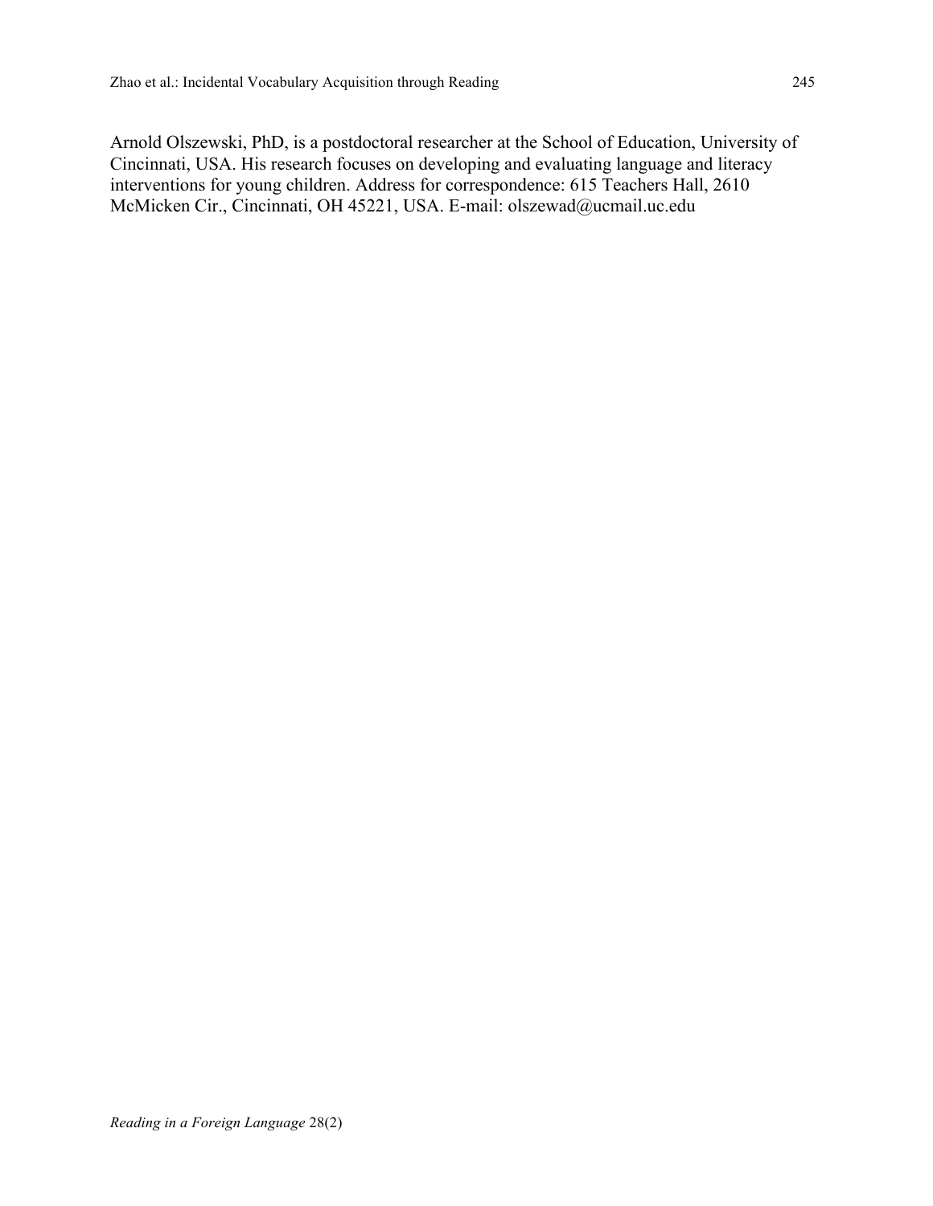Arnold Olszewski, PhD, is a postdoctoral researcher at the School of Education, University of Cincinnati, USA. His research focuses on developing and evaluating language and literacy interventions for young children. Address for correspondence: 615 Teachers Hall, 2610 McMicken Cir., Cincinnati, OH 45221, USA. E-mail: olszewad@ucmail.uc.edu